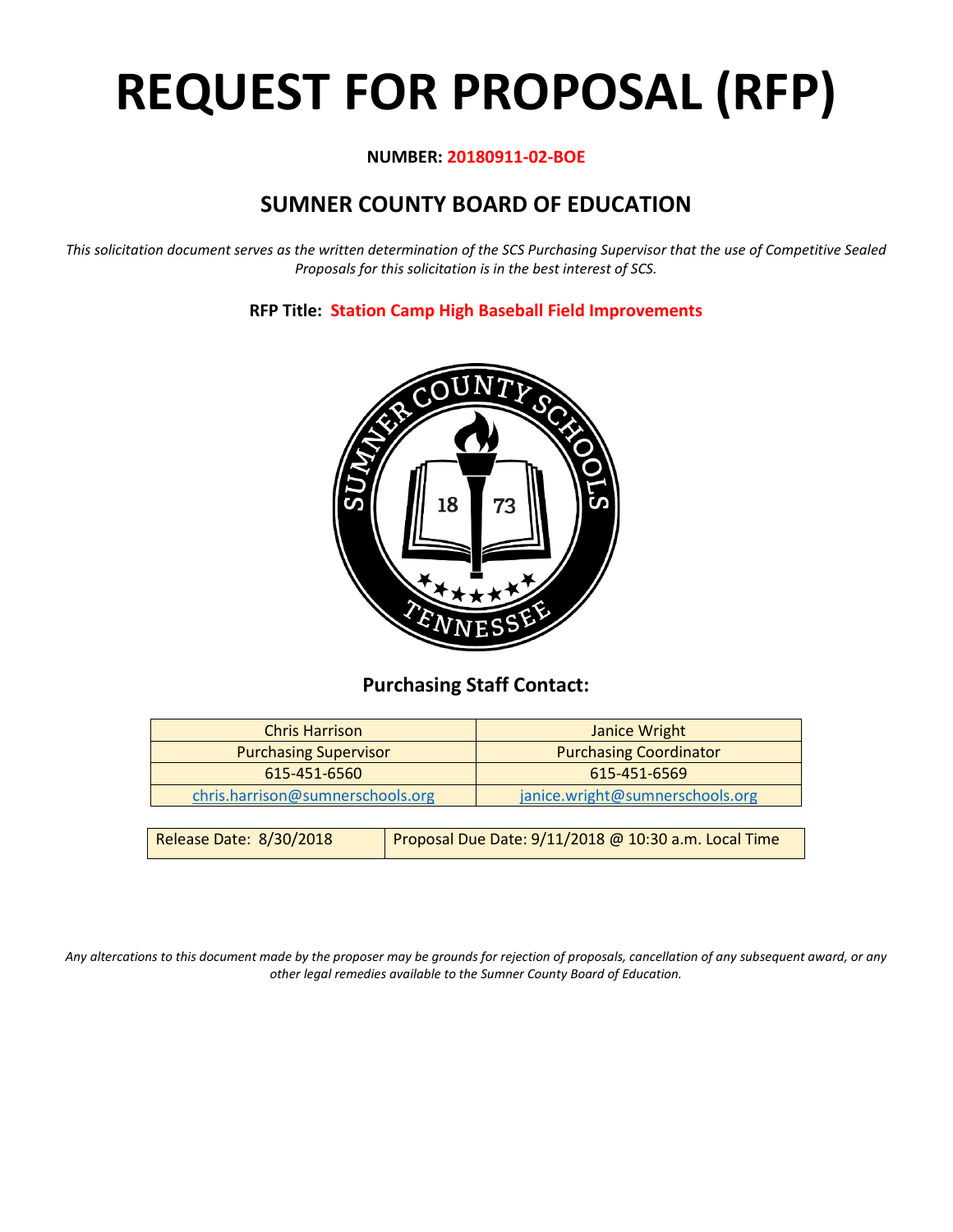# REQUEST FOR PROPOSAL (RFP)

**NUMBER: 20180911-02-BOE**

## SUMNER COUNTY BOARD OF EDUCATION

*This solicitation document serves as the written determination of the SCS Purchasing Supervisor that the use of Competitive Sealed Proposals for this solicitation is in the best interest of SCS.*

**RFP Title: Station Camp High Baseball Field Improvements**

### Purchasing Staff Contact:

| Chris Harrison | Janice Wright |
|---|---|
| Purchasing Supervisor | Purchasing Coordinator |
| 615-451-6560 | 615-451-6569 |
| chris.harrison@sumnerschools.org | janice.wright@sumnerschools.org |

| Release Date: 8/30/2018 | Proposal Due Date: 9/11/2018 @ 10:30 a.m. Local Time |
|---|---|

*Any altercations to this document made by the proposer may be grounds for rejection of proposals, cancellation of any subsequent award, or any other legal remedies available to the Sumner County Board of Education.*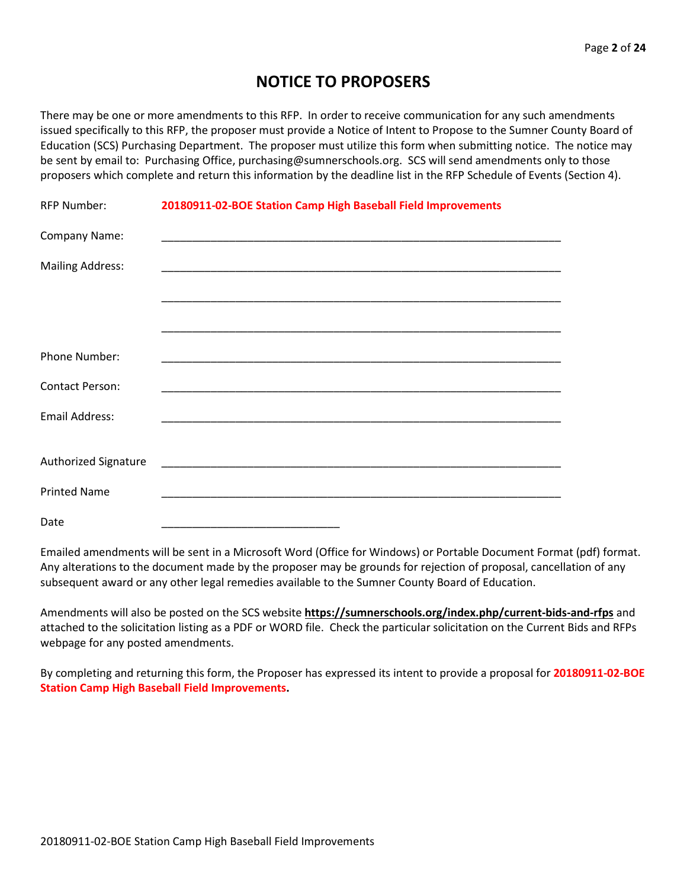# NOTICE TO PROPOSERS

There may be one or more amendments to this RFP. In order to receive communication for any such amendments issued specifically to this RFP, the proposer must provide a Notice of Intent to Propose to the Sumner County Board of Education (SCS) Purchasing Department. The proposer must utilize this form when submitting notice. The notice may be sent by email to: Purchasing Office, purchasing@sumnerschools.org. SCS will send amendments only to those proposers which complete and return this information by the deadline list in the RFP Schedule of Events (Section 4).

RFP Number: **20180911-02-BOE Station Camp High Baseball Field Improvements**

Company Name: ________________________________________________________________

Mailing Address: ________________________________________________________________

________________________________________________________________

________________________________________________________________

Phone Number: ________________________________________________________________

Contact Person: ________________________________________________________________

Email Address: ________________________________________________________________

Authorized Signature ________________________________________________________________

Printed Name ________________________________________________________________

Date ______________________________

Emailed amendments will be sent in a Microsoft Word (Office for Windows) or Portable Document Format (pdf) format. Any alterations to the document made by the proposer may be grounds for rejection of proposal, cancellation of any subsequent award or any other legal remedies available to the Sumner County Board of Education.

Amendments will also be posted on the SCS website **https://sumnerschools.org/index.php/current-bids-and-rfps** and attached to the solicitation listing as a PDF or WORD file. Check the particular solicitation on the Current Bids and RFPs webpage for any posted amendments.

By completing and returning this form, the Proposer has expressed its intent to provide a proposal for **20180911-02-BOE Station Camp High Baseball Field Improvements.**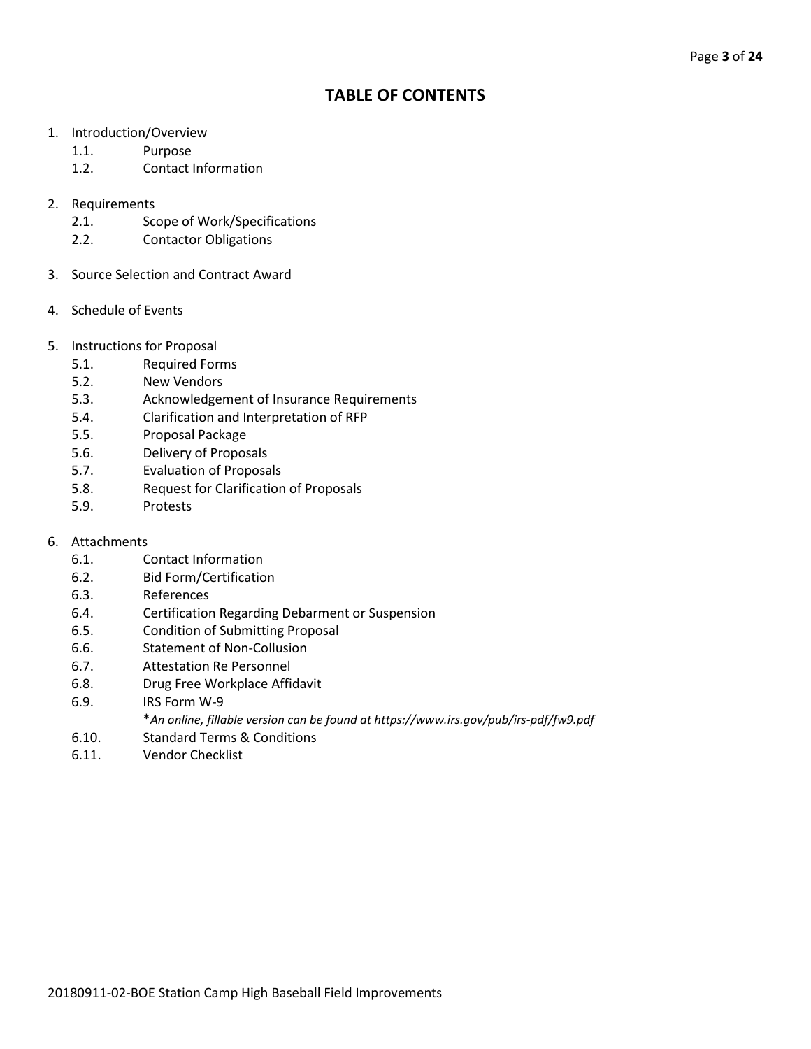# TABLE OF CONTENTS

1. Introduction/Overview
   - 1.1. Purpose
   - 1.2. Contact Information

2. Requirements
   - 2.1. Scope of Work/Specifications
   - 2.2. Contactor Obligations

3. Source Selection and Contract Award

4. Schedule of Events

5. Instructions for Proposal
   - 5.1. Required Forms
   - 5.2. New Vendors
   - 5.3. Acknowledgement of Insurance Requirements
   - 5.4. Clarification and Interpretation of RFP
   - 5.5. Proposal Package
   - 5.6. Delivery of Proposals
   - 5.7. Evaluation of Proposals
   - 5.8. Request for Clarification of Proposals
   - 5.9. Protests

6. Attachments
   - 6.1. Contact Information
   - 6.2. Bid Form/Certification
   - 6.3. References
   - 6.4. Certification Regarding Debarment or Suspension
   - 6.5. Condition of Submitting Proposal
   - 6.6. Statement of Non-Collusion
   - 6.7. Attestation Re Personnel
   - 6.8. Drug Free Workplace Affidavit
   - 6.9. IRS Form W-9
     - **An online, fillable version can be found at https://www.irs.gov/pub/irs-pdf/fw9.pdf*
   - 6.10. Standard Terms & Conditions
   - 6.11. Vendor Checklist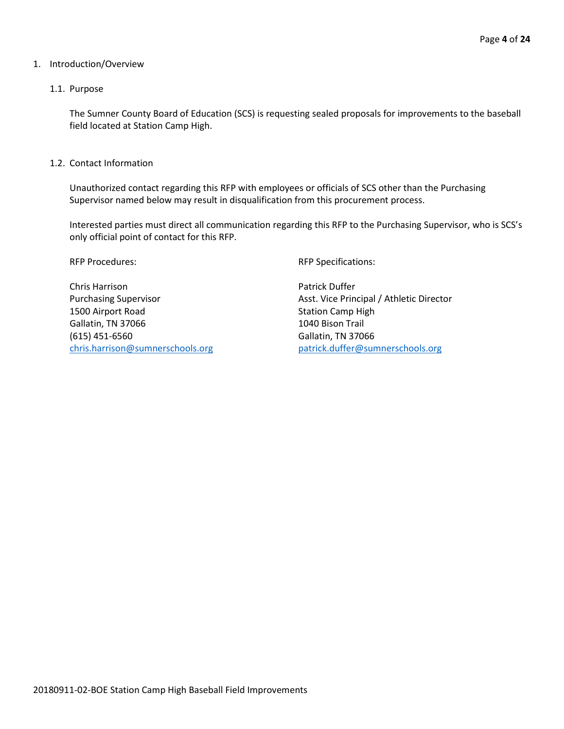# 1. Introduction/Overview

## 1.1. Purpose

The Sumner County Board of Education (SCS) is requesting sealed proposals for improvements to the baseball field located at Station Camp High.

## 1.2. Contact Information

Unauthorized contact regarding this RFP with employees or officials of SCS other than the Purchasing Supervisor named below may result in disqualification from this procurement process.

Interested parties must direct all communication regarding this RFP to the Purchasing Supervisor, who is SCS's only official point of contact for this RFP.

RFP Procedures:

Chris Harrison
Purchasing Supervisor
1500 Airport Road
Gallatin, TN 37066
(615) 451-6560
chris.harrison@sumnerschools.org

RFP Specifications:

Patrick Duffer
Asst. Vice Principal / Athletic Director
Station Camp High
1040 Bison Trail
Gallatin, TN 37066
patrick.duffer@sumnerschools.org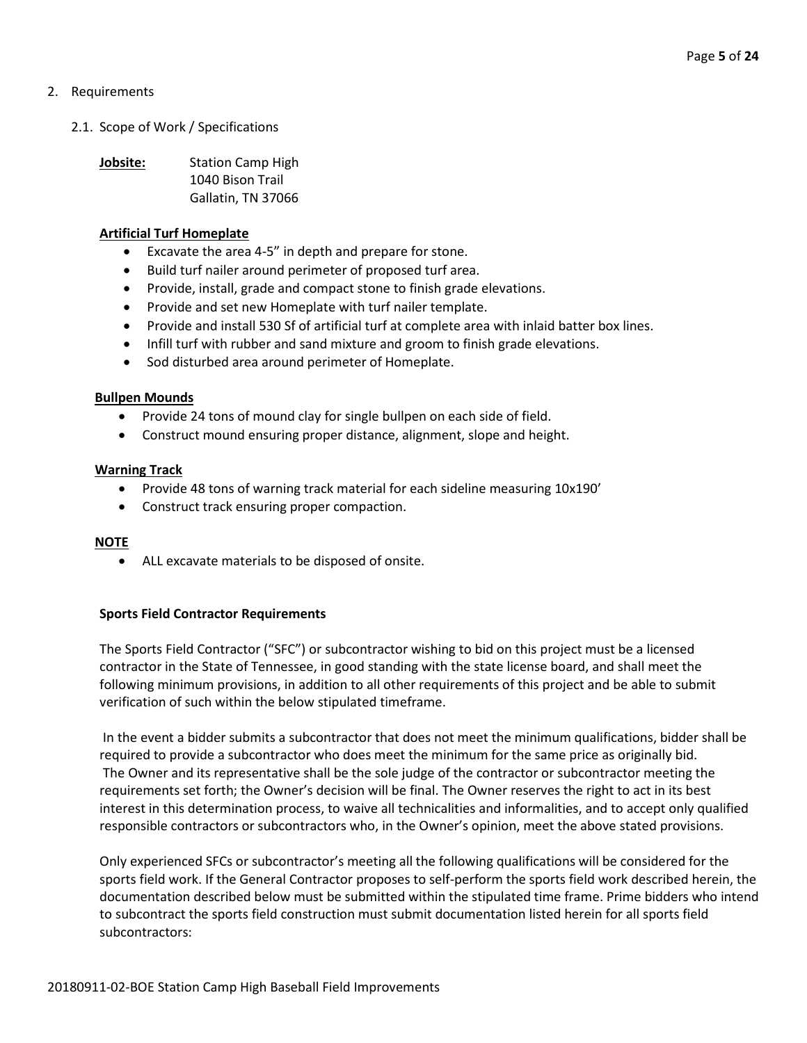## 2. Requirements

### 2.1. Scope of Work / Specifications

**Jobsite:** Station Camp High
1040 Bison Trail
Gallatin, TN 37066

**Artificial Turf Homeplate**

- Excavate the area 4-5" in depth and prepare for stone.
- Build turf nailer around perimeter of proposed turf area.
- Provide, install, grade and compact stone to finish grade elevations.
- Provide and set new Homeplate with turf nailer template.
- Provide and install 530 Sf of artificial turf at complete area with inlaid batter box lines.
- Infill turf with rubber and sand mixture and groom to finish grade elevations.
- Sod disturbed area around perimeter of Homeplate.

**Bullpen Mounds**

- Provide 24 tons of mound clay for single bullpen on each side of field.
- Construct mound ensuring proper distance, alignment, slope and height.

**Warning Track**

- Provide 48 tons of warning track material for each sideline measuring 10x190'
- Construct track ensuring proper compaction.

**NOTE**

- ALL excavate materials to be disposed of onsite.

**Sports Field Contractor Requirements**

The Sports Field Contractor ("SFC") or subcontractor wishing to bid on this project must be a licensed contractor in the State of Tennessee, in good standing with the state license board, and shall meet the following minimum provisions, in addition to all other requirements of this project and be able to submit verification of such within the below stipulated timeframe.

In the event a bidder submits a subcontractor that does not meet the minimum qualifications, bidder shall be required to provide a subcontractor who does meet the minimum for the same price as originally bid. The Owner and its representative shall be the sole judge of the contractor or subcontractor meeting the requirements set forth; the Owner's decision will be final. The Owner reserves the right to act in its best interest in this determination process, to waive all technicalities and informalities, and to accept only qualified responsible contractors or subcontractors who, in the Owner's opinion, meet the above stated provisions.

Only experienced SFCs or subcontractor's meeting all the following qualifications will be considered for the sports field work. If the General Contractor proposes to self-perform the sports field work described herein, the documentation described below must be submitted within the stipulated time frame. Prime bidders who intend to subcontract the sports field construction must submit documentation listed herein for all sports field subcontractors: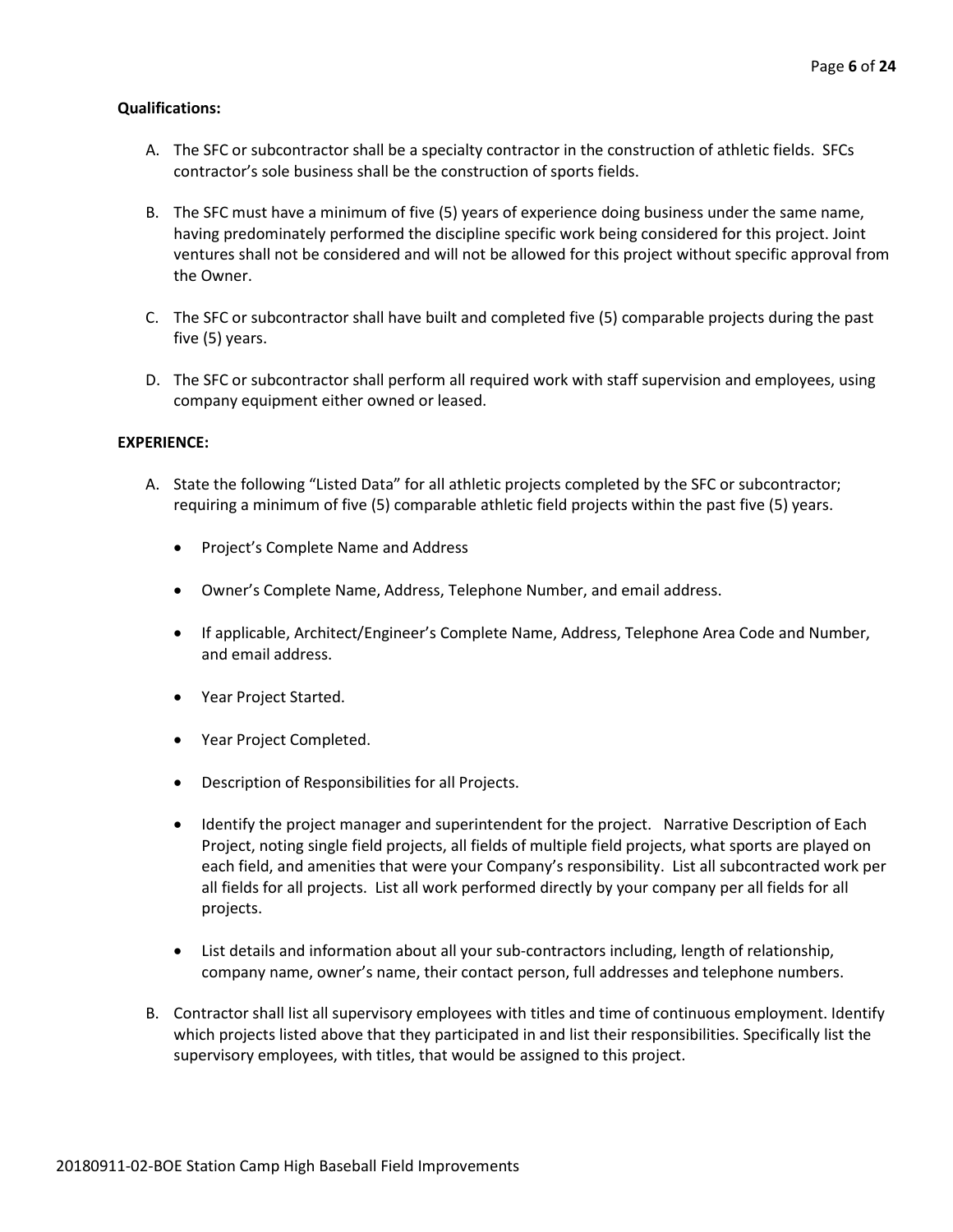**Qualifications:**

A. The SFC or subcontractor shall be a specialty contractor in the construction of athletic fields. SFCs contractor's sole business shall be the construction of sports fields.

B. The SFC must have a minimum of five (5) years of experience doing business under the same name, having predominately performed the discipline specific work being considered for this project. Joint ventures shall not be considered and will not be allowed for this project without specific approval from the Owner.

C. The SFC or subcontractor shall have built and completed five (5) comparable projects during the past five (5) years.

D. The SFC or subcontractor shall perform all required work with staff supervision and employees, using company equipment either owned or leased.

**EXPERIENCE:**

A. State the following "Listed Data" for all athletic projects completed by the SFC or subcontractor; requiring a minimum of five (5) comparable athletic field projects within the past five (5) years.

- Project's Complete Name and Address
- Owner's Complete Name, Address, Telephone Number, and email address.
- If applicable, Architect/Engineer's Complete Name, Address, Telephone Area Code and Number, and email address.
- Year Project Started.
- Year Project Completed.
- Description of Responsibilities for all Projects.
- Identify the project manager and superintendent for the project. Narrative Description of Each Project, noting single field projects, all fields of multiple field projects, what sports are played on each field, and amenities that were your Company's responsibility. List all subcontracted work per all fields for all projects. List all work performed directly by your company per all fields for all projects.
- List details and information about all your sub-contractors including, length of relationship, company name, owner's name, their contact person, full addresses and telephone numbers.

B. Contractor shall list all supervisory employees with titles and time of continuous employment. Identify which projects listed above that they participated in and list their responsibilities. Specifically list the supervisory employees, with titles, that would be assigned to this project.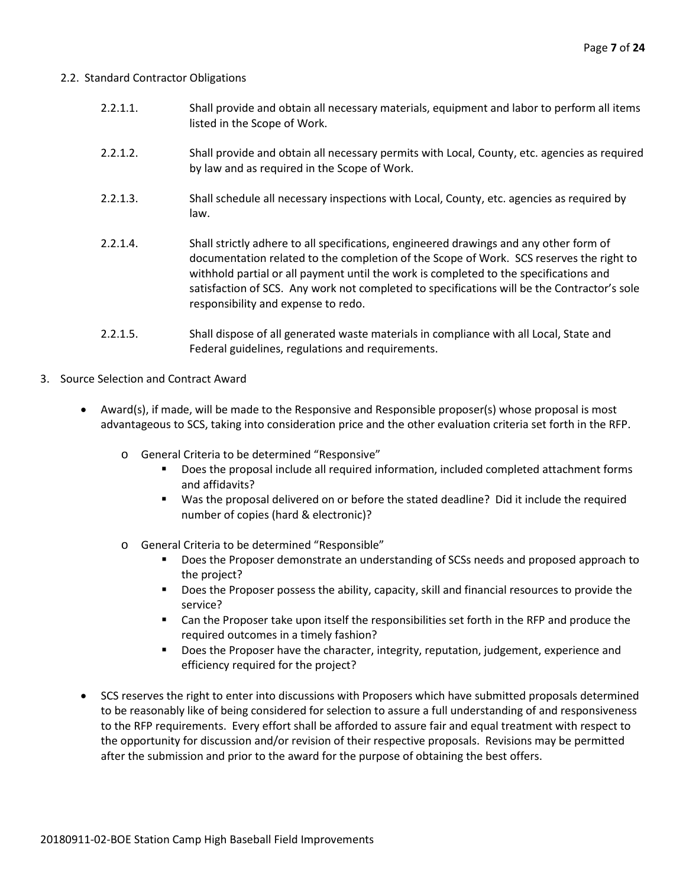2.2. Standard Contractor Obligations

2.2.1.1. Shall provide and obtain all necessary materials, equipment and labor to perform all items listed in the Scope of Work.

2.2.1.2. Shall provide and obtain all necessary permits with Local, County, etc. agencies as required by law and as required in the Scope of Work.

2.2.1.3. Shall schedule all necessary inspections with Local, County, etc. agencies as required by law.

2.2.1.4. Shall strictly adhere to all specifications, engineered drawings and any other form of documentation related to the completion of the Scope of Work. SCS reserves the right to withhold partial or all payment until the work is completed to the specifications and satisfaction of SCS. Any work not completed to specifications will be the Contractor's sole responsibility and expense to redo.

2.2.1.5. Shall dispose of all generated waste materials in compliance with all Local, State and Federal guidelines, regulations and requirements.

3. Source Selection and Contract Award

- Award(s), if made, will be made to the Responsive and Responsible proposer(s) whose proposal is most advantageous to SCS, taking into consideration price and the other evaluation criteria set forth in the RFP.
    - General Criteria to be determined "Responsive"
        - Does the proposal include all required information, included completed attachment forms and affidavits?
        - Was the proposal delivered on or before the stated deadline? Did it include the required number of copies (hard & electronic)?
    - General Criteria to be determined "Responsible"
        - Does the Proposer demonstrate an understanding of SCSs needs and proposed approach to the project?
        - Does the Proposer possess the ability, capacity, skill and financial resources to provide the service?
        - Can the Proposer take upon itself the responsibilities set forth in the RFP and produce the required outcomes in a timely fashion?
        - Does the Proposer have the character, integrity, reputation, judgement, experience and efficiency required for the project?
- SCS reserves the right to enter into discussions with Proposers which have submitted proposals determined to be reasonably like of being considered for selection to assure a full understanding of and responsiveness to the RFP requirements. Every effort shall be afforded to assure fair and equal treatment with respect to the opportunity for discussion and/or revision of their respective proposals. Revisions may be permitted after the submission and prior to the award for the purpose of obtaining the best offers.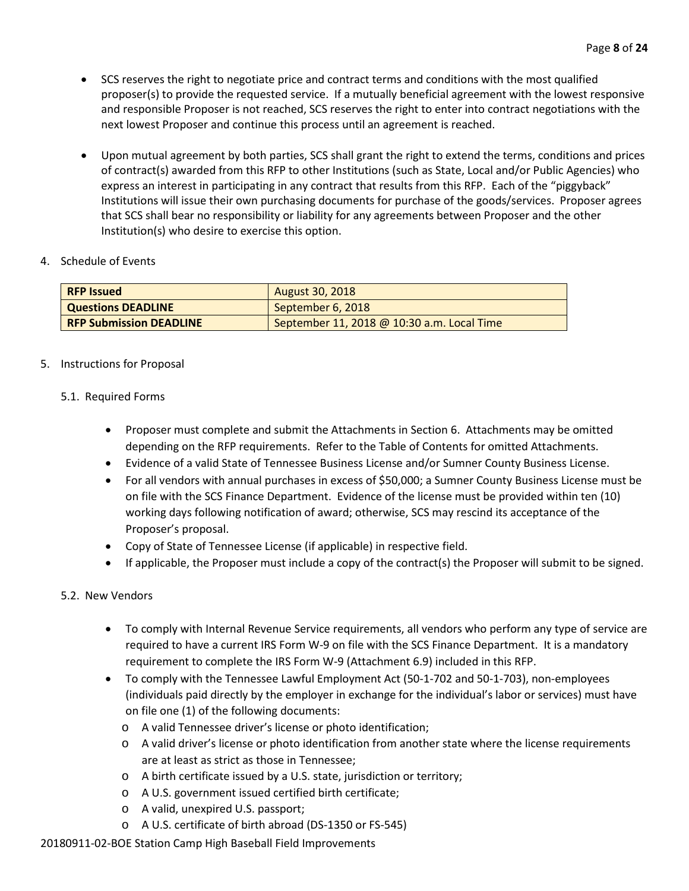- SCS reserves the right to negotiate price and contract terms and conditions with the most qualified proposer(s) to provide the requested service. If a mutually beneficial agreement with the lowest responsive and responsible Proposer is not reached, SCS reserves the right to enter into contract negotiations with the next lowest Proposer and continue this process until an agreement is reached.

- Upon mutual agreement by both parties, SCS shall grant the right to extend the terms, conditions and prices of contract(s) awarded from this RFP to other Institutions (such as State, Local and/or Public Agencies) who express an interest in participating in any contract that results from this RFP. Each of the "piggyback" Institutions will issue their own purchasing documents for purchase of the goods/services. Proposer agrees that SCS shall bear no responsibility or liability for any agreements between Proposer and the other Institution(s) who desire to exercise this option.

4. Schedule of Events

| **RFP Issued** | August 30, 2018 |
|---|---|
| **Questions DEADLINE** | September 6, 2018 |
| **RFP Submission DEADLINE** | September 11, 2018 @ 10:30 a.m. Local Time |

5. Instructions for Proposal

5.1. Required Forms

- Proposer must complete and submit the Attachments in Section 6. Attachments may be omitted depending on the RFP requirements. Refer to the Table of Contents for omitted Attachments.
- Evidence of a valid State of Tennessee Business License and/or Sumner County Business License.
- For all vendors with annual purchases in excess of $50,000; a Sumner County Business License must be on file with the SCS Finance Department. Evidence of the license must be provided within ten (10) working days following notification of award; otherwise, SCS may rescind its acceptance of the Proposer's proposal.
- Copy of State of Tennessee License (if applicable) in respective field.
- If applicable, the Proposer must include a copy of the contract(s) the Proposer will submit to be signed.

5.2. New Vendors

- To comply with Internal Revenue Service requirements, all vendors who perform any type of service are required to have a current IRS Form W-9 on file with the SCS Finance Department. It is a mandatory requirement to complete the IRS Form W-9 (Attachment 6.9) included in this RFP.
- To comply with the Tennessee Lawful Employment Act (50-1-702 and 50-1-703), non-employees (individuals paid directly by the employer in exchange for the individual's labor or services) must have on file one (1) of the following documents:
  - A valid Tennessee driver's license or photo identification;
  - A valid driver's license or photo identification from another state where the license requirements are at least as strict as those in Tennessee;
  - A birth certificate issued by a U.S. state, jurisdiction or territory;
  - A U.S. government issued certified birth certificate;
  - A valid, unexpired U.S. passport;
  - A U.S. certificate of birth abroad (DS-1350 or FS-545)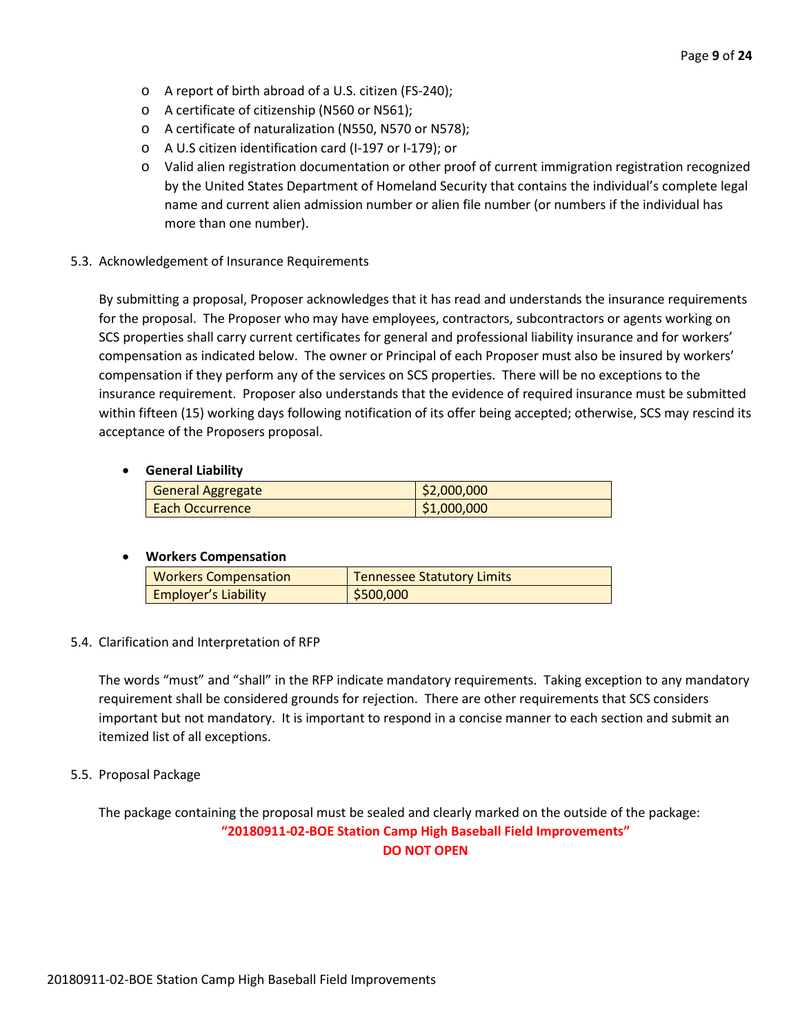- A report of birth abroad of a U.S. citizen (FS-240);
- A certificate of citizenship (N560 or N561);
- A certificate of naturalization (N550, N570 or N578);
- A U.S citizen identification card (I-197 or I-179); or
- Valid alien registration documentation or other proof of current immigration registration recognized by the United States Department of Homeland Security that contains the individual's complete legal name and current alien admission number or alien file number (or numbers if the individual has more than one number).

5.3. Acknowledgement of Insurance Requirements

By submitting a proposal, Proposer acknowledges that it has read and understands the insurance requirements for the proposal. The Proposer who may have employees, contractors, subcontractors or agents working on SCS properties shall carry current certificates for general and professional liability insurance and for workers' compensation as indicated below. The owner or Principal of each Proposer must also be insured by workers' compensation if they perform any of the services on SCS properties. There will be no exceptions to the insurance requirement. Proposer also understands that the evidence of required insurance must be submitted within fifteen (15) working days following notification of its offer being accepted; otherwise, SCS may rescind its acceptance of the Proposers proposal.

- **General Liability**

| | |
|---|---|
| General Aggregate | $2,000,000 |
| Each Occurrence | $1,000,000 |

- **Workers Compensation**

| | |
|---|---|
| Workers Compensation | Tennessee Statutory Limits |
| Employer's Liability | $500,000 |

5.4. Clarification and Interpretation of RFP

The words "must" and "shall" in the RFP indicate mandatory requirements. Taking exception to any mandatory requirement shall be considered grounds for rejection. There are other requirements that SCS considers important but not mandatory. It is important to respond in a concise manner to each section and submit an itemized list of all exceptions.

5.5. Proposal Package

The package containing the proposal must be sealed and clearly marked on the outside of the package:

**"20180911-02-BOE Station Camp High Baseball Field Improvements"**

**DO NOT OPEN**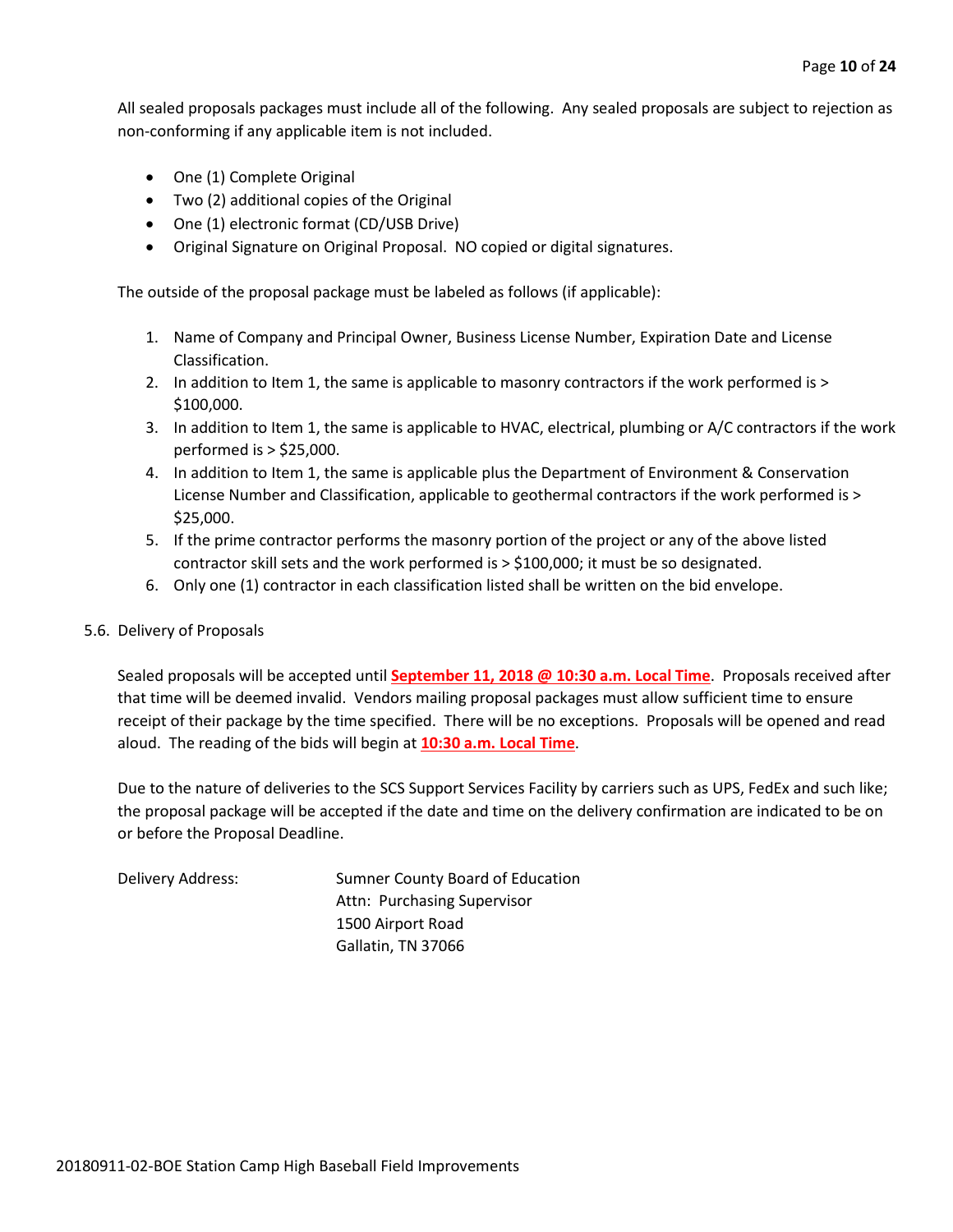All sealed proposals packages must include all of the following. Any sealed proposals are subject to rejection as non-conforming if any applicable item is not included.

- One (1) Complete Original
- Two (2) additional copies of the Original
- One (1) electronic format (CD/USB Drive)
- Original Signature on Original Proposal. NO copied or digital signatures.

The outside of the proposal package must be labeled as follows (if applicable):

1. Name of Company and Principal Owner, Business License Number, Expiration Date and License Classification.
2. In addition to Item 1, the same is applicable to masonry contractors if the work performed is > $100,000.
3. In addition to Item 1, the same is applicable to HVAC, electrical, plumbing or A/C contractors if the work performed is > $25,000.
4. In addition to Item 1, the same is applicable plus the Department of Environment & Conservation License Number and Classification, applicable to geothermal contractors if the work performed is > $25,000.
5. If the prime contractor performs the masonry portion of the project or any of the above listed contractor skill sets and the work performed is > $100,000; it must be so designated.
6. Only one (1) contractor in each classification listed shall be written on the bid envelope.

5.6. Delivery of Proposals

Sealed proposals will be accepted until **September 11, 2018 @ 10:30 a.m. Local Time**. Proposals received after that time will be deemed invalid. Vendors mailing proposal packages must allow sufficient time to ensure receipt of their package by the time specified. There will be no exceptions. Proposals will be opened and read aloud. The reading of the bids will begin at **10:30 a.m. Local Time**.

Due to the nature of deliveries to the SCS Support Services Facility by carriers such as UPS, FedEx and such like; the proposal package will be accepted if the date and time on the delivery confirmation are indicated to be on or before the Proposal Deadline.

Delivery Address:

Sumner County Board of Education
Attn: Purchasing Supervisor
1500 Airport Road
Gallatin, TN 37066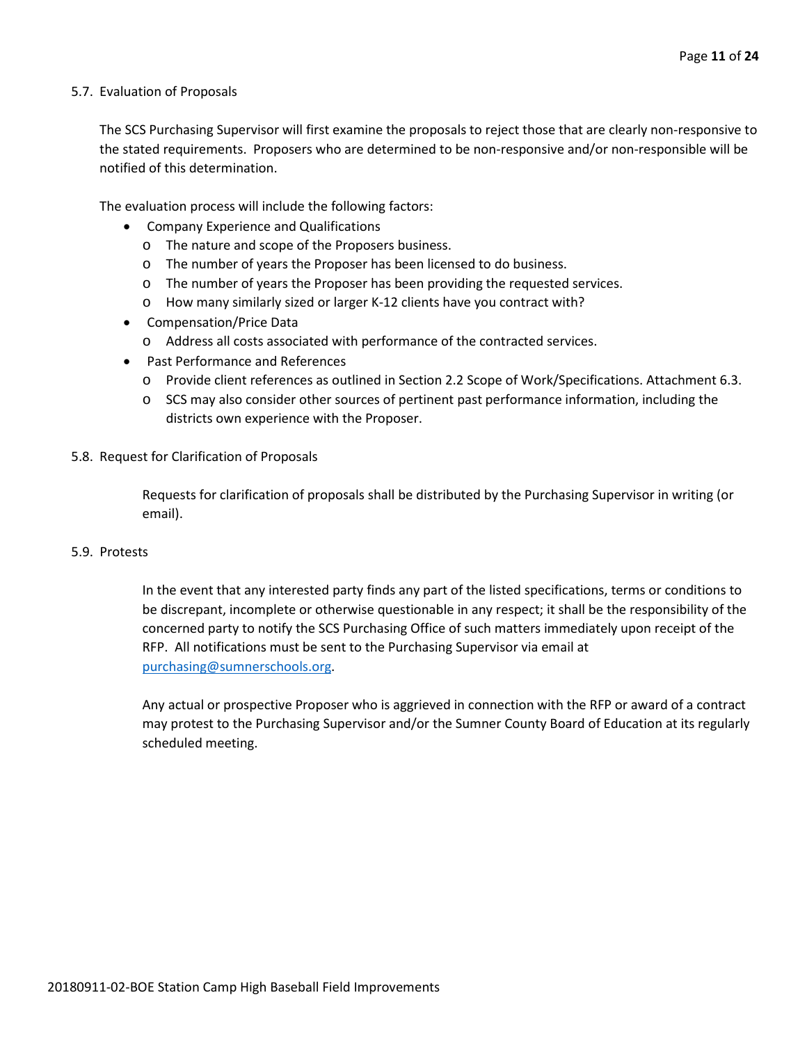5.7. Evaluation of Proposals

The SCS Purchasing Supervisor will first examine the proposals to reject those that are clearly non-responsive to the stated requirements. Proposers who are determined to be non-responsive and/or non-responsible will be notified of this determination.

The evaluation process will include the following factors:

- Company Experience and Qualifications
  - The nature and scope of the Proposers business.
  - The number of years the Proposer has been licensed to do business.
  - The number of years the Proposer has been providing the requested services.
  - How many similarly sized or larger K-12 clients have you contract with?
- Compensation/Price Data
  - Address all costs associated with performance of the contracted services.
- Past Performance and References
  - Provide client references as outlined in Section 2.2 Scope of Work/Specifications. Attachment 6.3.
  - SCS may also consider other sources of pertinent past performance information, including the districts own experience with the Proposer.

5.8. Request for Clarification of Proposals

Requests for clarification of proposals shall be distributed by the Purchasing Supervisor in writing (or email).

5.9. Protests

In the event that any interested party finds any part of the listed specifications, terms or conditions to be discrepant, incomplete or otherwise questionable in any respect; it shall be the responsibility of the concerned party to notify the SCS Purchasing Office of such matters immediately upon receipt of the RFP. All notifications must be sent to the Purchasing Supervisor via email at purchasing@sumnerschools.org.

Any actual or prospective Proposer who is aggrieved in connection with the RFP or award of a contract may protest to the Purchasing Supervisor and/or the Sumner County Board of Education at its regularly scheduled meeting.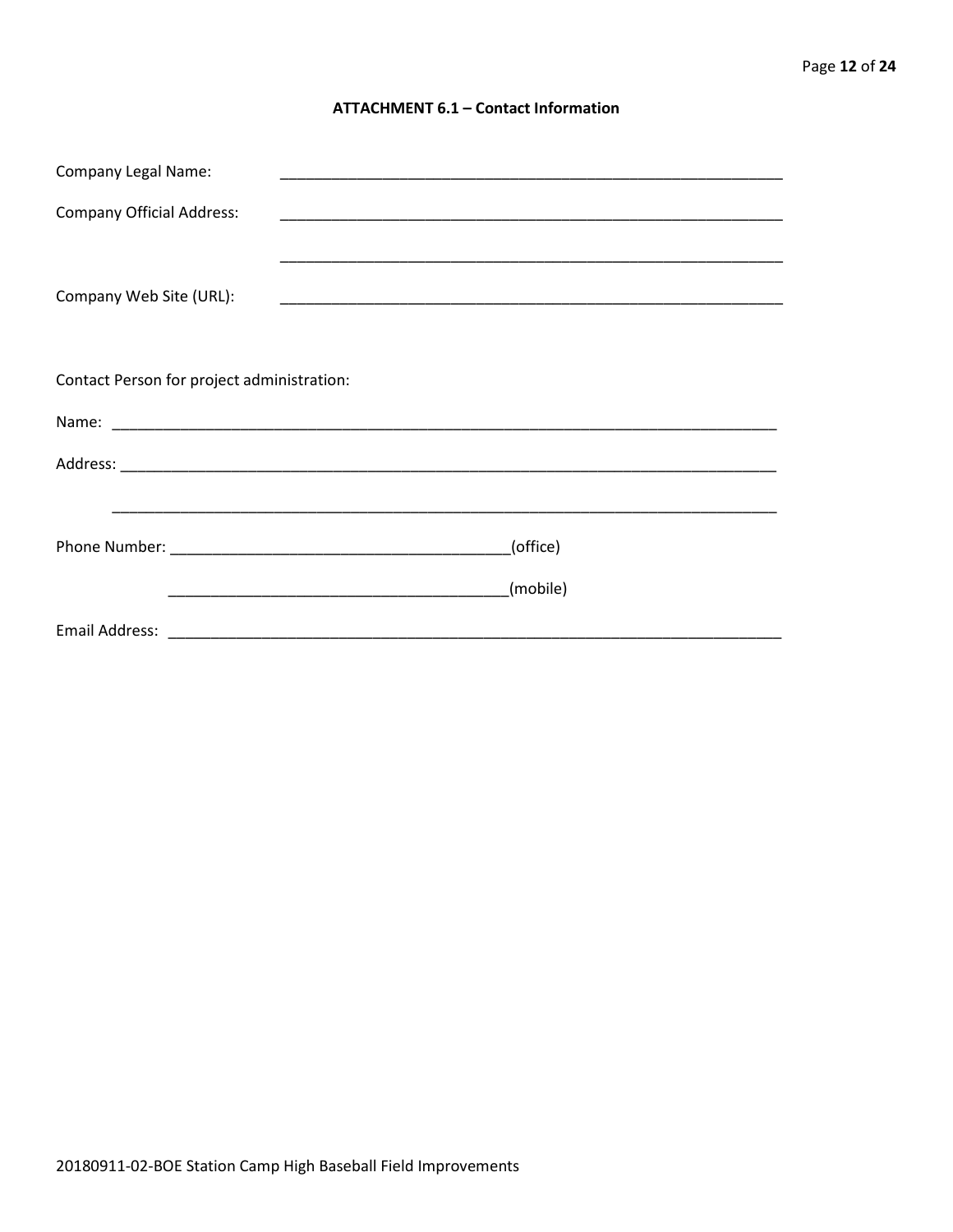## ATTACHMENT 6.1 – Contact Information

Company Legal Name: ____________________________________________________________

Company Official Address: ____________________________________________________________

____________________________________________________________

Company Web Site (URL): ____________________________________________________________

Contact Person for project administration:

Name: ________________________________________________________________________________

Address: ______________________________________________________________________________

______________________________________________________________________________

Phone Number: ________________________________________(office)

________________________________________(mobile)

Email Address: ___________________________________________________________________________

20180911-02-BOE Station Camp High Baseball Field Improvements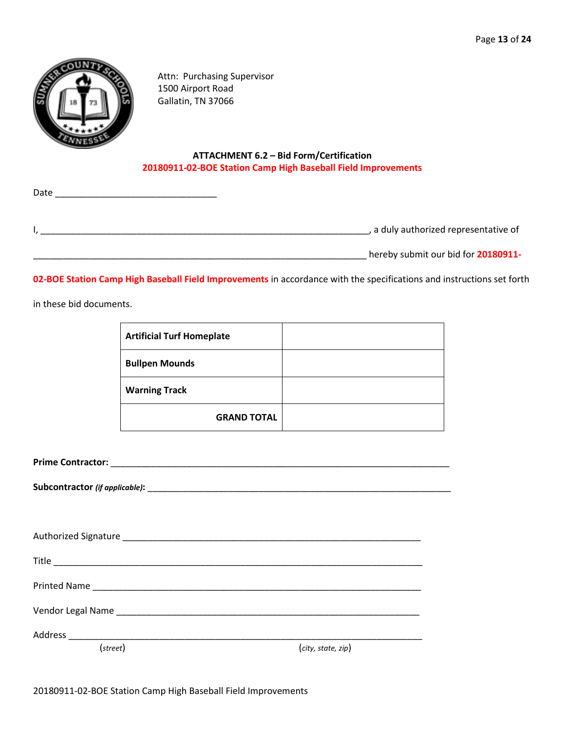Attn: Purchasing Supervisor
1500 Airport Road
Gallatin, TN 37066

**ATTACHMENT 6.2 – Bid Form/Certification**

**20180911-02-BOE Station Camp High Baseball Field Improvements**

Date ________________________________

I, _________________________________________________________________, a duly authorized representative of

__________________________________________________________________ hereby submit our bid for **20180911-02-BOE Station Camp High Baseball Field Improvements** in accordance with the specifications and instructions set forth in these bid documents.

| | |
|---|---|
| **Artificial Turf Homeplate** | |
| **Bullpen Mounds** | |
| **Warning Track** | |
| **GRAND TOTAL** | |

**Prime Contractor:** ____________________________________________________________________

**Subcontractor** ***(if applicable)*****:** ____________________________________________________________

Authorized Signature ____________________________________________________________

Title __________________________________________________________________________

Printed Name ________________________________________________________________

Vendor Legal Name ____________________________________________________________

Address _____________________________________________________________________
(*street*) (*city, state, zip*)

20180911-02-BOE Station Camp High Baseball Field Improvements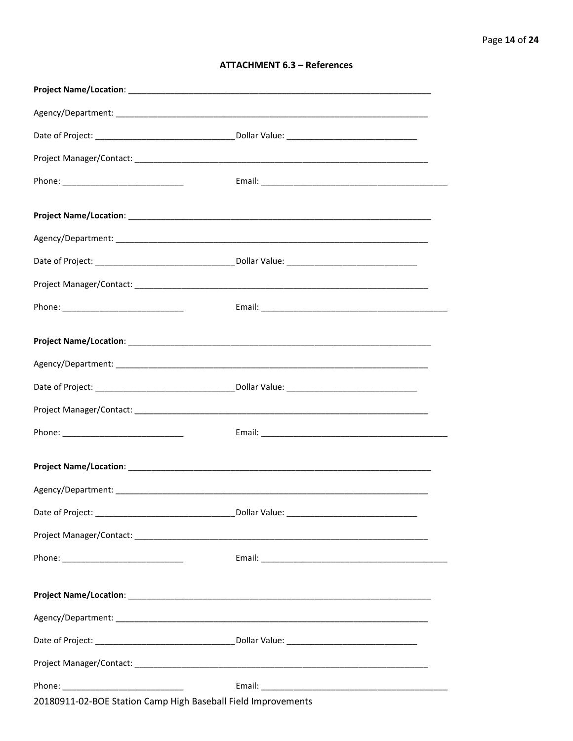## ATTACHMENT 6.3 – References

**Project Name/Location**: ___________________________________________________________________

Agency/Department: ___________________________________________________________________

Date of Project: ______________________________ Dollar Value: ____________________________

Project Manager/Contact: _______________________________________________________________

Phone: __________________________ Email: _________________________________________

**Project Name/Location**: ___________________________________________________________________

Agency/Department: ___________________________________________________________________

Date of Project: ______________________________ Dollar Value: ____________________________

Project Manager/Contact: _______________________________________________________________

Phone: __________________________ Email: _________________________________________

**Project Name/Location**: ___________________________________________________________________

Agency/Department: ___________________________________________________________________

Date of Project: ______________________________ Dollar Value: ____________________________

Project Manager/Contact: _______________________________________________________________

Phone: __________________________ Email: _________________________________________

**Project Name/Location**: ___________________________________________________________________

Agency/Department: ___________________________________________________________________

Date of Project: ______________________________ Dollar Value: ____________________________

Project Manager/Contact: _______________________________________________________________

Phone: __________________________ Email: _________________________________________

**Project Name/Location**: ___________________________________________________________________

Agency/Department: ___________________________________________________________________

Date of Project: ______________________________ Dollar Value: ____________________________

Project Manager/Contact: _______________________________________________________________

Phone: __________________________ Email: _________________________________________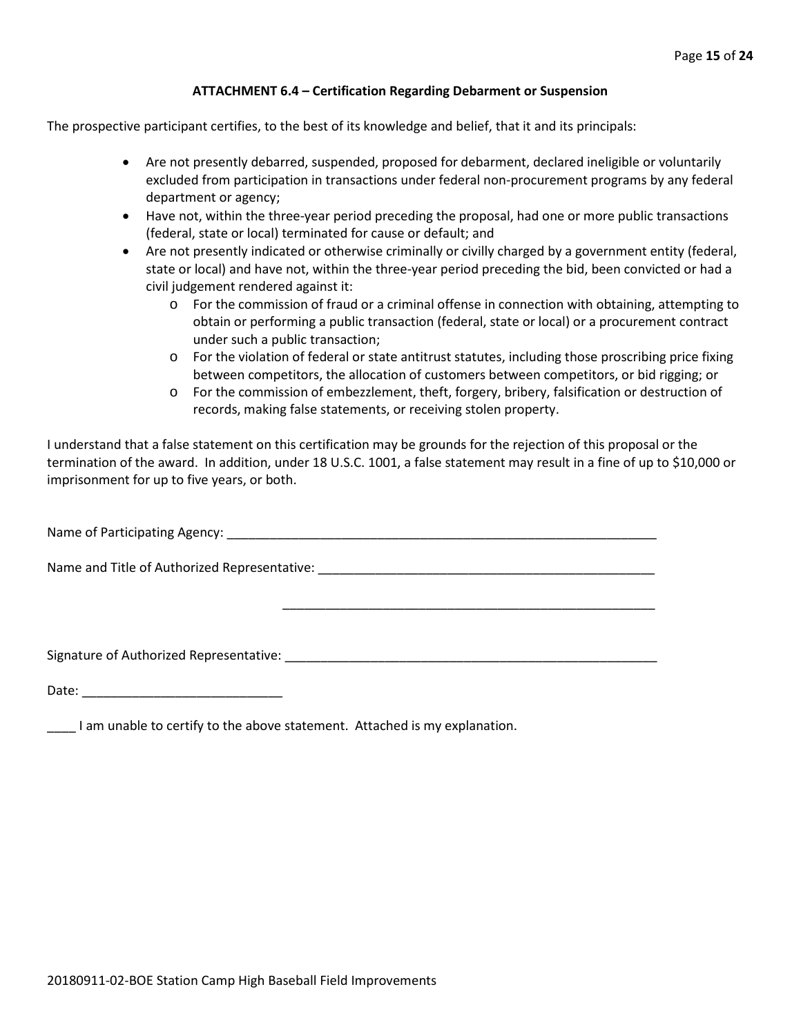## ATTACHMENT 6.4 – Certification Regarding Debarment or Suspension

The prospective participant certifies, to the best of its knowledge and belief, that it and its principals:

- Are not presently debarred, suspended, proposed for debarment, declared ineligible or voluntarily excluded from participation in transactions under federal non-procurement programs by any federal department or agency;
- Have not, within the three-year period preceding the proposal, had one or more public transactions (federal, state or local) terminated for cause or default; and
- Are not presently indicated or otherwise criminally or civilly charged by a government entity (federal, state or local) and have not, within the three-year period preceding the bid, been convicted or had a civil judgement rendered against it:
  - For the commission of fraud or a criminal offense in connection with obtaining, attempting to obtain or performing a public transaction (federal, state or local) or a procurement contract under such a public transaction;
  - For the violation of federal or state antitrust statutes, including those proscribing price fixing between competitors, the allocation of customers between competitors, or bid rigging; or
  - For the commission of embezzlement, theft, forgery, bribery, falsification or destruction of records, making false statements, or receiving stolen property.

I understand that a false statement on this certification may be grounds for the rejection of this proposal or the termination of the award. In addition, under 18 U.S.C. 1001, a false statement may result in a fine of up to $10,000 or imprisonment for up to five years, or both.

Name of Participating Agency: ________________________________________________________________

Name and Title of Authorized Representative: _____________________________________________________

_____________________________________________________

Signature of Authorized Representative: ________________________________________________________

Date: ____________________________

____ I am unable to certify to the above statement. Attached is my explanation.

20180911-02-BOE Station Camp High Baseball Field Improvements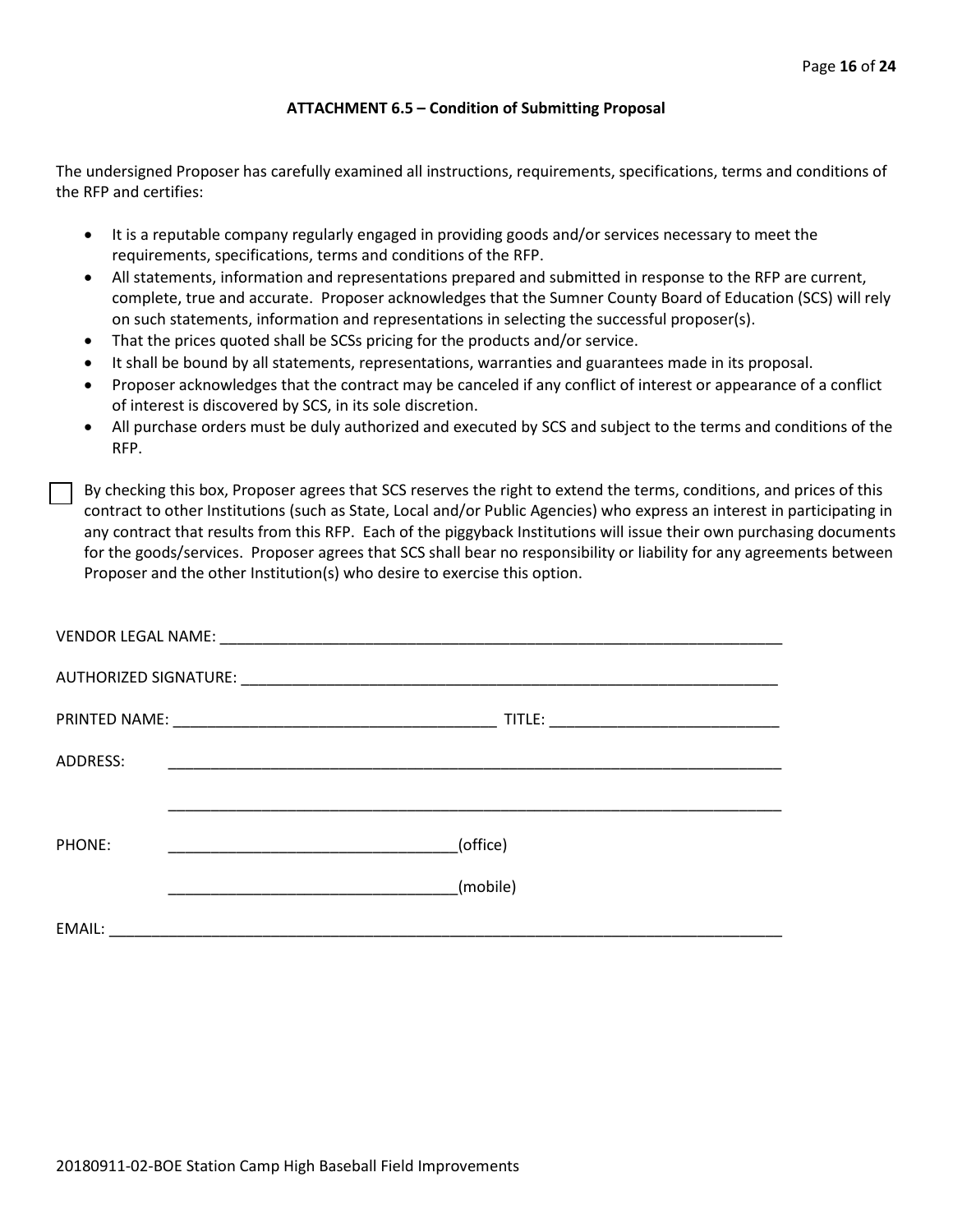### ATTACHMENT 6.5 – Condition of Submitting Proposal

The undersigned Proposer has carefully examined all instructions, requirements, specifications, terms and conditions of the RFP and certifies:

- It is a reputable company regularly engaged in providing goods and/or services necessary to meet the requirements, specifications, terms and conditions of the RFP.
- All statements, information and representations prepared and submitted in response to the RFP are current, complete, true and accurate. Proposer acknowledges that the Sumner County Board of Education (SCS) will rely on such statements, information and representations in selecting the successful proposer(s).
- That the prices quoted shall be SCSs pricing for the products and/or service.
- It shall be bound by all statements, representations, warranties and guarantees made in its proposal.
- Proposer acknowledges that the contract may be canceled if any conflict of interest or appearance of a conflict of interest is discovered by SCS, in its sole discretion.
- All purchase orders must be duly authorized and executed by SCS and subject to the terms and conditions of the RFP.

☐ By checking this box, Proposer agrees that SCS reserves the right to extend the terms, conditions, and prices of this contract to other Institutions (such as State, Local and/or Public Agencies) who express an interest in participating in any contract that results from this RFP. Each of the piggyback Institutions will issue their own purchasing documents for the goods/services. Proposer agrees that SCS shall bear no responsibility or liability for any agreements between Proposer and the other Institution(s) who desire to exercise this option.

VENDOR LEGAL NAME: ____________________________________________________________________

AUTHORIZED SIGNATURE: _________________________________________________________________

PRINTED NAME: ______________________________________ TITLE: ___________________________

ADDRESS: _________________________________________________________________________

_________________________________________________________________________

PHONE: __________________________________(office)

__________________________________(mobile)

EMAIL: _________________________________________________________________________________

20180911-02-BOE Station Camp High Baseball Field Improvements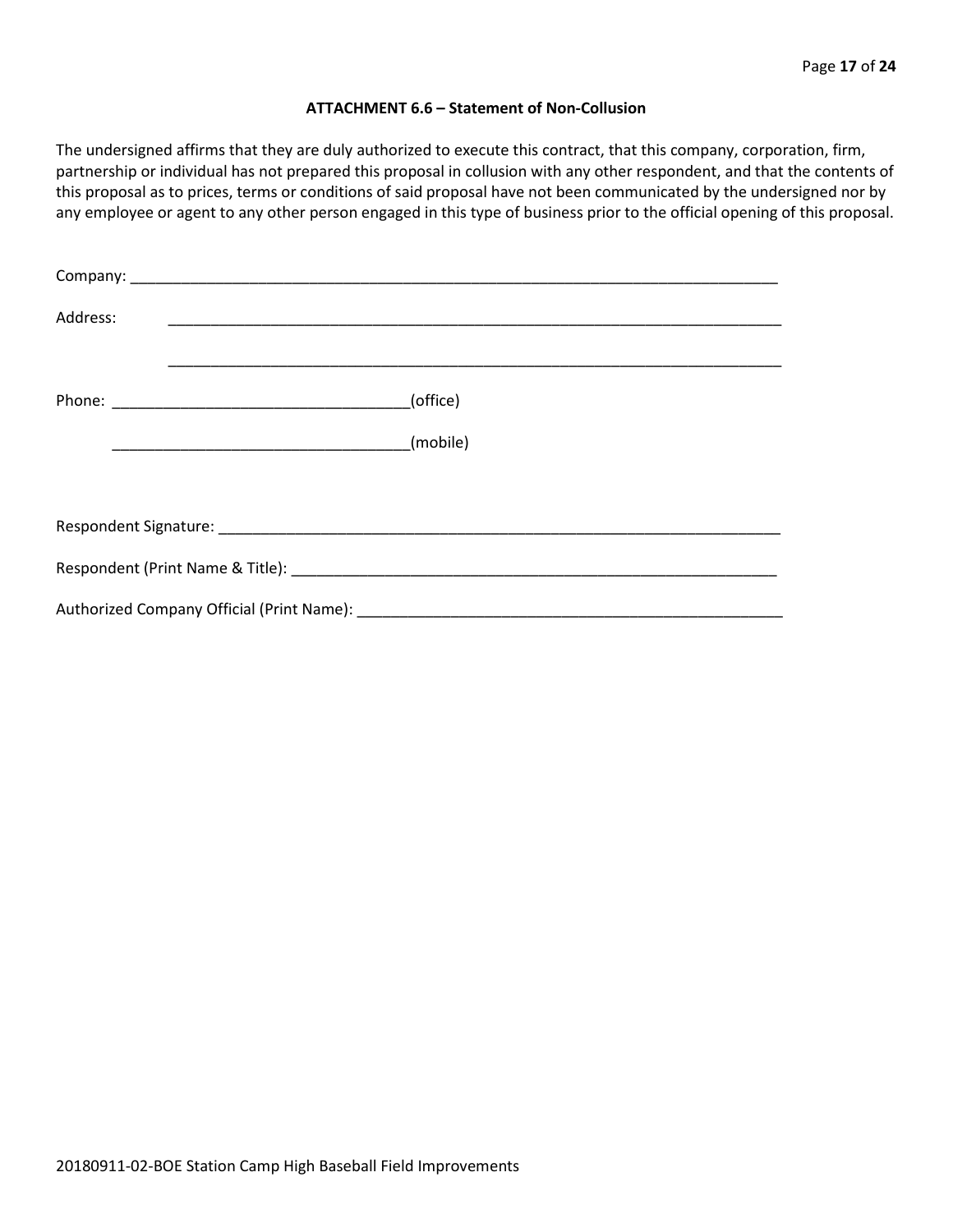**ATTACHMENT 6.6 – Statement of Non-Collusion**

The undersigned affirms that they are duly authorized to execute this contract, that this company, corporation, firm, partnership or individual has not prepared this proposal in collusion with any other respondent, and that the contents of this proposal as to prices, terms or conditions of said proposal have not been communicated by the undersigned nor by any employee or agent to any other person engaged in this type of business prior to the official opening of this proposal.

Company: ________________________________________________________________________________

Address: ____________________________________________________________________________

____________________________________________________________________________

Phone: ____________________________________(office)

____________________________________(mobile)

Respondent Signature: ______________________________________________________________________

Respondent (Print Name & Title): _______________________________________________________________

Authorized Company Official (Print Name): _____________________________________________________

20180911-02-BOE Station Camp High Baseball Field Improvements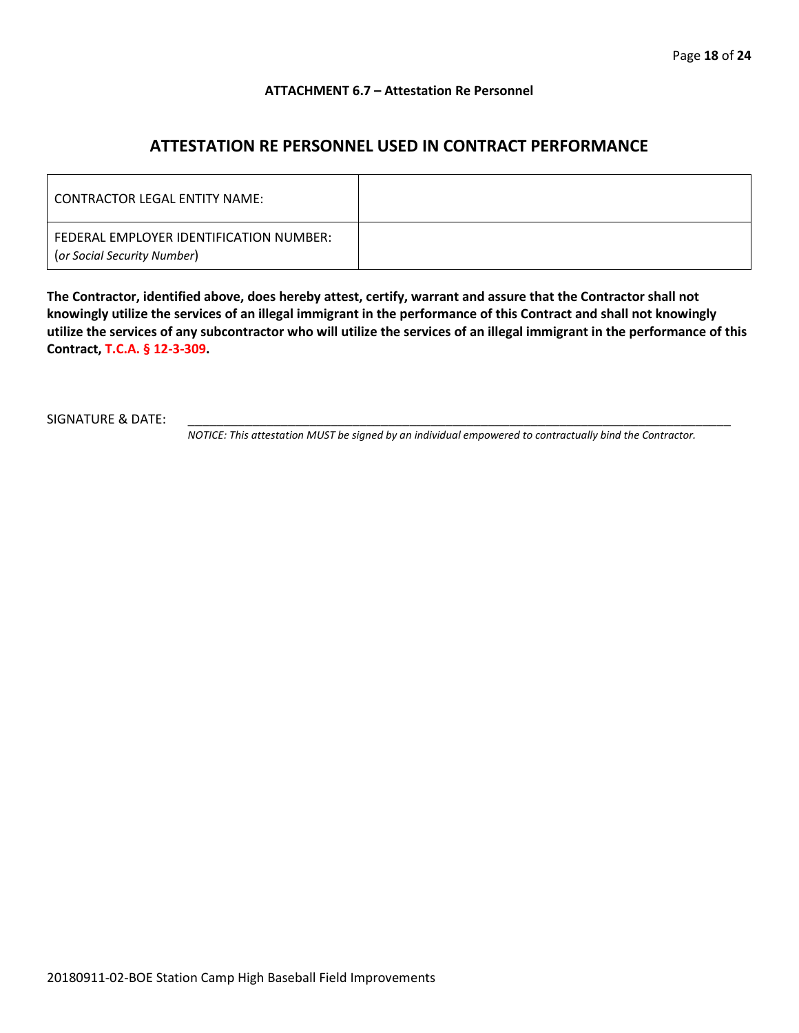**ATTACHMENT 6.7 – Attestation Re Personnel**

## ATTESTATION RE PERSONNEL USED IN CONTRACT PERFORMANCE

| CONTRACTOR LEGAL ENTITY NAME: | |
|---|---|
| FEDERAL EMPLOYER IDENTIFICATION NUMBER: (*or Social Security Number*) | |

**The Contractor, identified above, does hereby attest, certify, warrant and assure that the Contractor shall not knowingly utilize the services of an illegal immigrant in the performance of this Contract and shall not knowingly utilize the services of any subcontractor who will utilize the services of an illegal immigrant in the performance of this Contract, T.C.A. § 12-3-309.**

SIGNATURE & DATE: ______________________________________________________________

*NOTICE: This attestation MUST be signed by an individual empowered to contractually bind the Contractor.*

20180911-02-BOE Station Camp High Baseball Field Improvements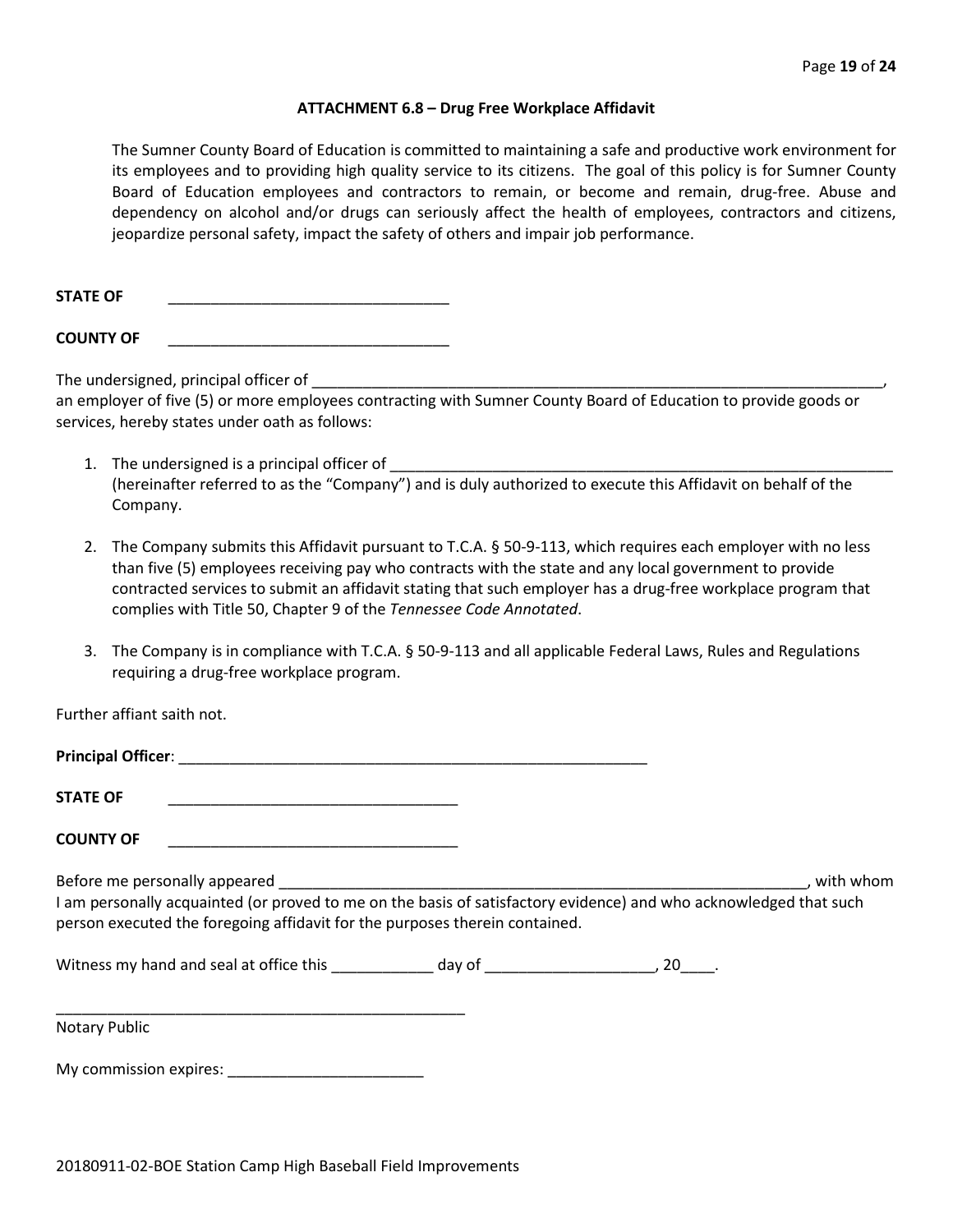## ATTACHMENT 6.8 – Drug Free Workplace Affidavit

The Sumner County Board of Education is committed to maintaining a safe and productive work environment for its employees and to providing high quality service to its citizens. The goal of this policy is for Sumner County Board of Education employees and contractors to remain, or become and remain, drug-free. Abuse and dependency on alcohol and/or drugs can seriously affect the health of employees, contractors and citizens, jeopardize personal safety, impact the safety of others and impair job performance.

**STATE OF** _________________________________

**COUNTY OF** _________________________________

The undersigned, principal officer of ______________________________________________________________________, an employer of five (5) or more employees contracting with Sumner County Board of Education to provide goods or services, hereby states under oath as follows:

1. The undersigned is a principal officer of ______________________________________________________________ (hereinafter referred to as the "Company") and is duly authorized to execute this Affidavit on behalf of the Company.

2. The Company submits this Affidavit pursuant to T.C.A. § 50-9-113, which requires each employer with no less than five (5) employees receiving pay who contracts with the state and any local government to provide contracted services to submit an affidavit stating that such employer has a drug-free workplace program that complies with Title 50, Chapter 9 of the *Tennessee Code Annotated*.

3. The Company is in compliance with T.C.A. § 50-9-113 and all applicable Federal Laws, Rules and Regulations requiring a drug-free workplace program.

Further affiant saith not.

**Principal Officer**: _______________________________________________________

**STATE OF** __________________________________

**COUNTY OF** __________________________________

Before me personally appeared ______________________________________________________________, with whom I am personally acquainted (or proved to me on the basis of satisfactory evidence) and who acknowledged that such person executed the foregoing affidavit for the purposes therein contained.

Witness my hand and seal at office this ____________ day of ____________________, 20____.

__________________________________________________

Notary Public

My commission expires: _______________________

20180911-02-BOE Station Camp High Baseball Field Improvements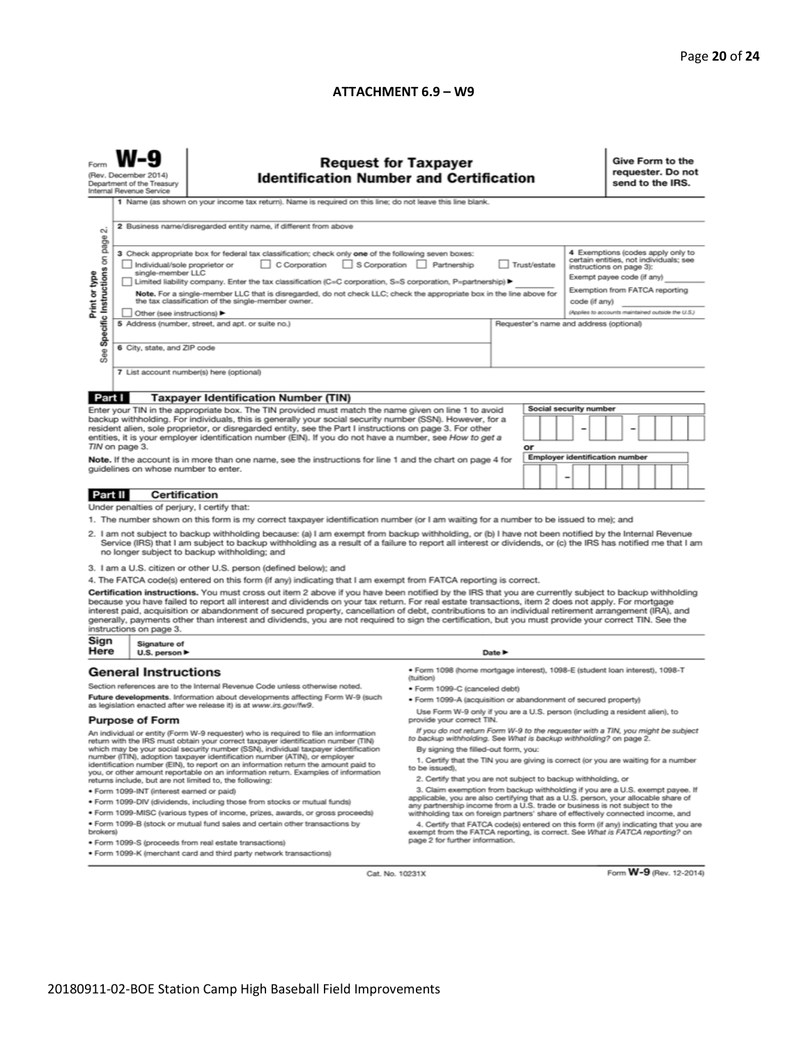**ATTACHMENT 6.9 – W9**

Form **W-9**
(Rev. December 2014)
Department of the Treasury
Internal Revenue Service

## Request for Taxpayer Identification Number and Certification

**Give Form to the requester. Do not send to the IRS.**

Print or type
See Specific Instructions on page 2.

1 Name (as shown on your income tax return). Name is required on this line; do not leave this line blank.

2 Business name/disregarded entity name, if different from above

3 Check appropriate box for federal tax classification; check only **one** of the following seven boxes:

☐ Individual/sole proprietor or single-member LLC ☐ C Corporation ☐ S Corporation ☐ Partnership ☐ Trust/estate

☐ Limited liability company. Enter the tax classification (C=C corporation, S=S corporation, P=partnership) ► ________

**Note.** For a single-member LLC that is disregarded, do not check LLC; check the appropriate box in the line above for the tax classification of the single-member owner.

☐ Other (see instructions) ►

4 Exemptions (codes apply only to certain entities, not individuals; see instructions on page 3):

Exempt payee code (if any) ________

Exemption from FATCA reporting code (if any) ________

*(Applies to accounts maintained outside the U.S.)*

5 Address (number, street, and apt. or suite no.)

Requester's name and address (optional)

6 City, state, and ZIP code

7 List account number(s) here (optional)

### Part I Taxpayer Identification Number (TIN)

Enter your TIN in the appropriate box. The TIN provided must match the name given on line 1 to avoid backup withholding. For individuals, this is generally your social security number (SSN). However, for a resident alien, sole proprietor, or disregarded entity, see the Part I instructions on page 3. For other entities, it is your employer identification number (EIN). If you do not have a number, see *How to get a TIN* on page 3.

**Note.** If the account is in more than one name, see the instructions for line 1 and the chart on page 4 for guidelines on whose number to enter.

**Social security number**

[ ][ ][ ] – [ ][ ] – [ ][ ][ ][ ]

**or**

**Employer identification number**

[ ][ ] – [ ][ ][ ][ ][ ][ ][ ]

### Part II Certification

Under penalties of perjury, I certify that:

1. The number shown on this form is my correct taxpayer identification number (or I am waiting for a number to be issued to me); and
2. I am not subject to backup withholding because: (a) I am exempt from backup withholding, or (b) I have not been notified by the Internal Revenue Service (IRS) that I am subject to backup withholding as a result of a failure to report all interest or dividends, or (c) the IRS has notified me that I am no longer subject to backup withholding; and
3. I am a U.S. citizen or other U.S. person (defined below); and
4. The FATCA code(s) entered on this form (if any) indicating that I am exempt from FATCA reporting is correct.

**Certification instructions.** You must cross out item 2 above if you have been notified by the IRS that you are currently subject to backup withholding because you have failed to report all interest and dividends on your tax return. For real estate transactions, item 2 does not apply. For mortgage interest paid, acquisition or abandonment of secured property, cancellation of debt, contributions to an individual retirement arrangement (IRA), and generally, payments other than interest and dividends, you are not required to sign the certification, but you must provide your correct TIN. See the instructions on page 3.

**Sign Here** Signature of U.S. person ► Date ►

## General Instructions

Section references are to the Internal Revenue Code unless otherwise noted.

**Future developments.** Information about developments affecting Form W-9 (such as legislation enacted after we release it) is at *www.irs.gov/fw9*.

### Purpose of Form

An individual or entity (Form W-9 requester) who is required to file an information return with the IRS must obtain your correct taxpayer identification number (TIN) which may be your social security number (SSN), individual taxpayer identification number (ITIN), adoption taxpayer identification number (ATIN), or employer identification number (EIN), to report on an information return the amount paid to you, or other amount reportable on an information return. Examples of information returns include, but are not limited to, the following:

- Form 1099-INT (interest earned or paid)
- Form 1099-DIV (dividends, including those from stocks or mutual funds)
- Form 1099-MISC (various types of income, prizes, awards, or gross proceeds)
- Form 1099-B (stock or mutual fund sales and certain other transactions by brokers)
- Form 1099-S (proceeds from real estate transactions)
- Form 1099-K (merchant card and third party network transactions)
- Form 1098 (home mortgage interest), 1098-E (student loan interest), 1098-T (tuition)
- Form 1099-C (canceled debt)
- Form 1099-A (acquisition or abandonment of secured property)

Use Form W-9 only if you are a U.S. person (including a resident alien), to provide your correct TIN.

*If you do not return Form W-9 to the requester with a TIN, you might be subject to backup withholding. See What is backup withholding? on page 2.*

By signing the filled-out form, you:

1. Certify that the TIN you are giving is correct (or you are waiting for a number to be issued),
2. Certify that you are not subject to backup withholding, or
3. Claim exemption from backup withholding if you are a U.S. exempt payee. If applicable, you are also certifying that as a U.S. person, your allocable share of any partnership income from a U.S. trade or business is not subject to the withholding tax on foreign partners' share of effectively connected income, and
4. Certify that FATCA code(s) entered on this form (if any) indicating that you are exempt from the FATCA reporting, is correct. See *What is FATCA reporting?* on page 2 for further information.

Cat. No. 10231X Form **W-9** (Rev. 12-2014)

20180911-02-BOE Station Camp High Baseball Field Improvements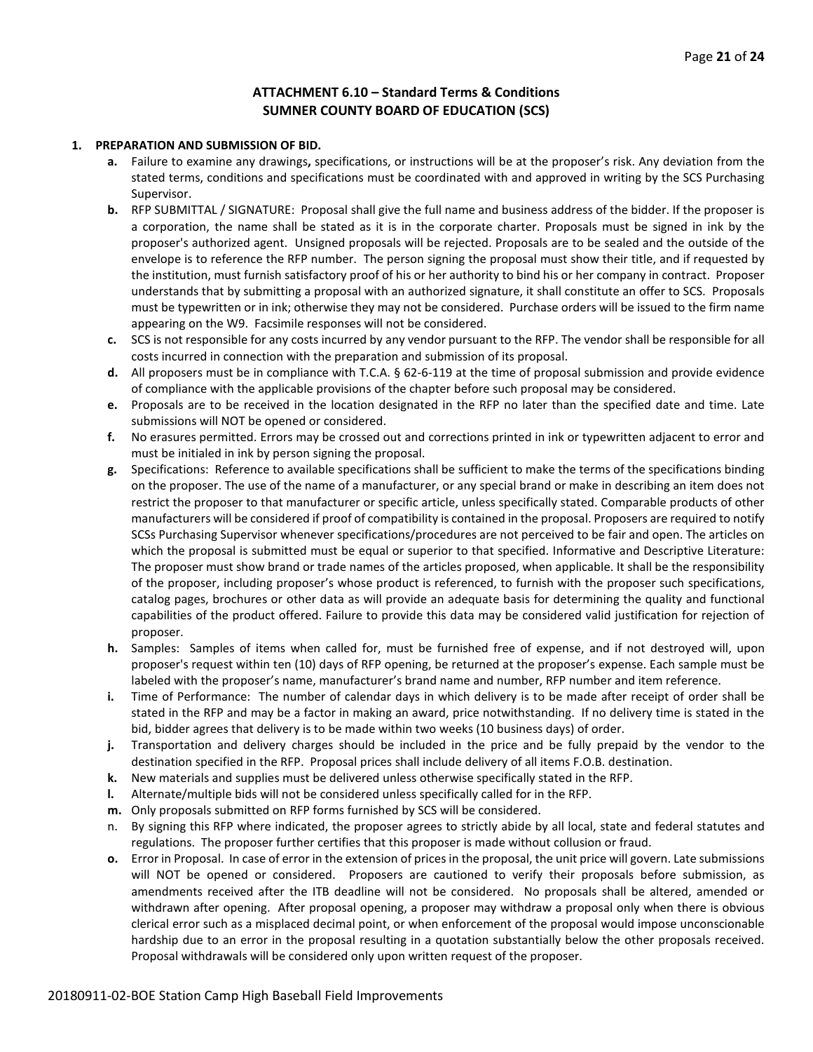## ATTACHMENT 6.10 – Standard Terms & Conditions
## SUMNER COUNTY BOARD OF EDUCATION (SCS)

**1. PREPARATION AND SUBMISSION OF BID.**

- **a.** Failure to examine any drawings**,** specifications, or instructions will be at the proposer's risk. Any deviation from the stated terms, conditions and specifications must be coordinated with and approved in writing by the SCS Purchasing Supervisor.
- **b.** RFP SUBMITTAL / SIGNATURE: Proposal shall give the full name and business address of the bidder. If the proposer is a corporation, the name shall be stated as it is in the corporate charter. Proposals must be signed in ink by the proposer's authorized agent. Unsigned proposals will be rejected. Proposals are to be sealed and the outside of the envelope is to reference the RFP number. The person signing the proposal must show their title, and if requested by the institution, must furnish satisfactory proof of his or her authority to bind his or her company in contract. Proposer understands that by submitting a proposal with an authorized signature, it shall constitute an offer to SCS. Proposals must be typewritten or in ink; otherwise they may not be considered. Purchase orders will be issued to the firm name appearing on the W9. Facsimile responses will not be considered.
- **c.** SCS is not responsible for any costs incurred by any vendor pursuant to the RFP. The vendor shall be responsible for all costs incurred in connection with the preparation and submission of its proposal.
- **d.** All proposers must be in compliance with T.C.A. § 62-6-119 at the time of proposal submission and provide evidence of compliance with the applicable provisions of the chapter before such proposal may be considered.
- **e.** Proposals are to be received in the location designated in the RFP no later than the specified date and time. Late submissions will NOT be opened or considered.
- **f.** No erasures permitted. Errors may be crossed out and corrections printed in ink or typewritten adjacent to error and must be initialed in ink by person signing the proposal.
- **g.** Specifications: Reference to available specifications shall be sufficient to make the terms of the specifications binding on the proposer. The use of the name of a manufacturer, or any special brand or make in describing an item does not restrict the proposer to that manufacturer or specific article, unless specifically stated. Comparable products of other manufacturers will be considered if proof of compatibility is contained in the proposal. Proposers are required to notify SCSs Purchasing Supervisor whenever specifications/procedures are not perceived to be fair and open. The articles on which the proposal is submitted must be equal or superior to that specified. Informative and Descriptive Literature: The proposer must show brand or trade names of the articles proposed, when applicable. It shall be the responsibility of the proposer, including proposer's whose product is referenced, to furnish with the proposer such specifications, catalog pages, brochures or other data as will provide an adequate basis for determining the quality and functional capabilities of the product offered. Failure to provide this data may be considered valid justification for rejection of proposer.
- **h.** Samples: Samples of items when called for, must be furnished free of expense, and if not destroyed will, upon proposer's request within ten (10) days of RFP opening, be returned at the proposer's expense. Each sample must be labeled with the proposer's name, manufacturer's brand name and number, RFP number and item reference.
- **i.** Time of Performance: The number of calendar days in which delivery is to be made after receipt of order shall be stated in the RFP and may be a factor in making an award, price notwithstanding. If no delivery time is stated in the bid, bidder agrees that delivery is to be made within two weeks (10 business days) of order.
- **j.** Transportation and delivery charges should be included in the price and be fully prepaid by the vendor to the destination specified in the RFP. Proposal prices shall include delivery of all items F.O.B. destination.
- **k.** New materials and supplies must be delivered unless otherwise specifically stated in the RFP.
- **l.** Alternate/multiple bids will not be considered unless specifically called for in the RFP.
- **m.** Only proposals submitted on RFP forms furnished by SCS will be considered.
- n. By signing this RFP where indicated, the proposer agrees to strictly abide by all local, state and federal statutes and regulations. The proposer further certifies that this proposer is made without collusion or fraud.
- **o.** Error in Proposal. In case of error in the extension of prices in the proposal, the unit price will govern. Late submissions will NOT be opened or considered. Proposers are cautioned to verify their proposals before submission, as amendments received after the ITB deadline will not be considered. No proposals shall be altered, amended or withdrawn after opening. After proposal opening, a proposer may withdraw a proposal only when there is obvious clerical error such as a misplaced decimal point, or when enforcement of the proposal would impose unconscionable hardship due to an error in the proposal resulting in a quotation substantially below the other proposals received. Proposal withdrawals will be considered only upon written request of the proposer.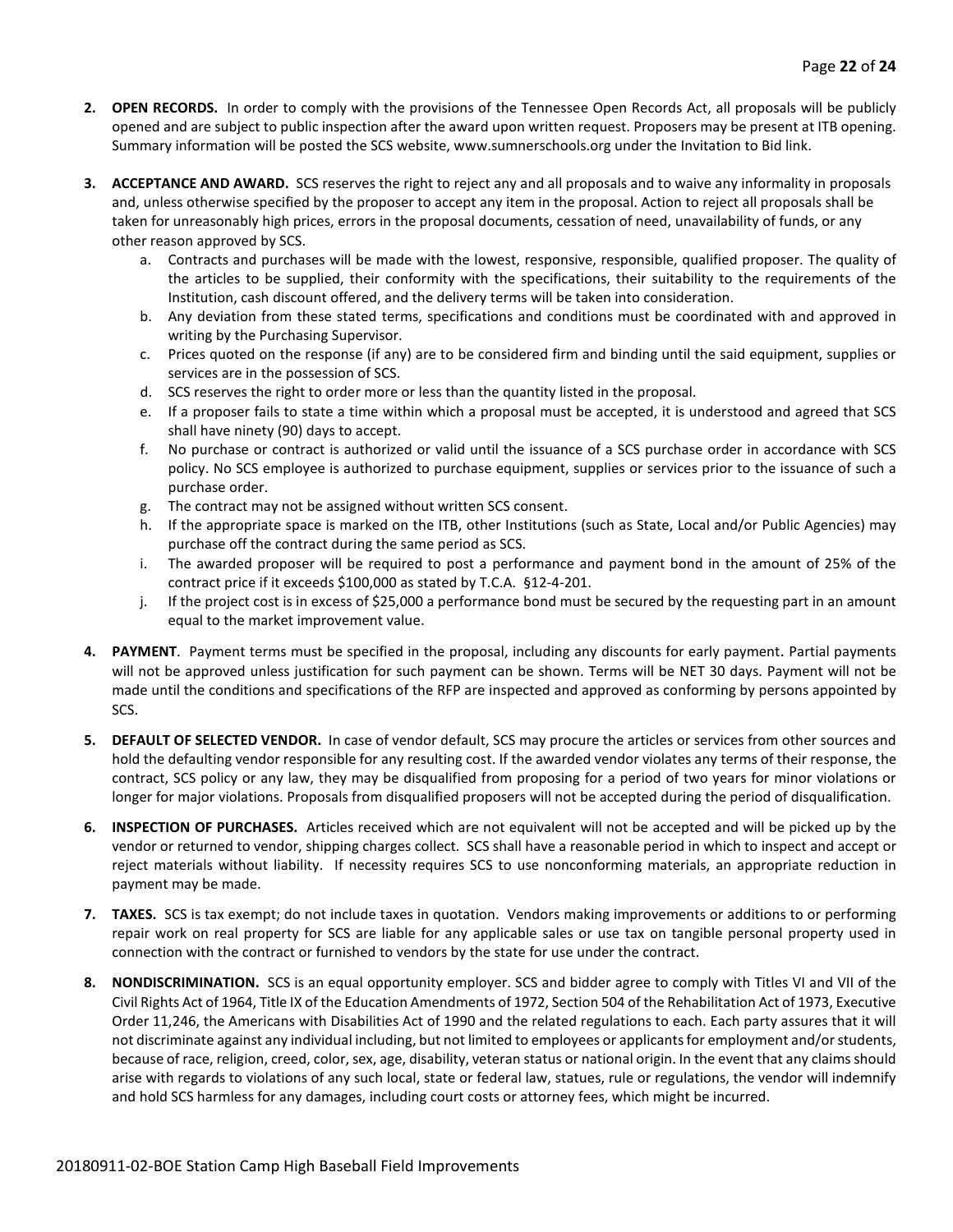2. **OPEN RECORDS.** In order to comply with the provisions of the Tennessee Open Records Act, all proposals will be publicly opened and are subject to public inspection after the award upon written request. Proposers may be present at ITB opening. Summary information will be posted the SCS website, www.sumnerschools.org under the Invitation to Bid link.

3. **ACCEPTANCE AND AWARD.** SCS reserves the right to reject any and all proposals and to waive any informality in proposals and, unless otherwise specified by the proposer to accept any item in the proposal. Action to reject all proposals shall be taken for unreasonably high prices, errors in the proposal documents, cessation of need, unavailability of funds, or any other reason approved by SCS.
   a. Contracts and purchases will be made with the lowest, responsive, responsible, qualified proposer. The quality of the articles to be supplied, their conformity with the specifications, their suitability to the requirements of the Institution, cash discount offered, and the delivery terms will be taken into consideration.
   b. Any deviation from these stated terms, specifications and conditions must be coordinated with and approved in writing by the Purchasing Supervisor.
   c. Prices quoted on the response (if any) are to be considered firm and binding until the said equipment, supplies or services are in the possession of SCS.
   d. SCS reserves the right to order more or less than the quantity listed in the proposal.
   e. If a proposer fails to state a time within which a proposal must be accepted, it is understood and agreed that SCS shall have ninety (90) days to accept.
   f. No purchase or contract is authorized or valid until the issuance of a SCS purchase order in accordance with SCS policy. No SCS employee is authorized to purchase equipment, supplies or services prior to the issuance of such a purchase order.
   g. The contract may not be assigned without written SCS consent.
   h. If the appropriate space is marked on the ITB, other Institutions (such as State, Local and/or Public Agencies) may purchase off the contract during the same period as SCS.
   i. The awarded proposer will be required to post a performance and payment bond in the amount of 25% of the contract price if it exceeds $100,000 as stated by T.C.A. §12-4-201.
   j. If the project cost is in excess of $25,000 a performance bond must be secured by the requesting part in an amount equal to the market improvement value.

4. **PAYMENT**. Payment terms must be specified in the proposal, including any discounts for early payment. Partial payments will not be approved unless justification for such payment can be shown. Terms will be NET 30 days. Payment will not be made until the conditions and specifications of the RFP are inspected and approved as conforming by persons appointed by SCS.

5. **DEFAULT OF SELECTED VENDOR.** In case of vendor default, SCS may procure the articles or services from other sources and hold the defaulting vendor responsible for any resulting cost. If the awarded vendor violates any terms of their response, the contract, SCS policy or any law, they may be disqualified from proposing for a period of two years for minor violations or longer for major violations. Proposals from disqualified proposers will not be accepted during the period of disqualification.

6. **INSPECTION OF PURCHASES.** Articles received which are not equivalent will not be accepted and will be picked up by the vendor or returned to vendor, shipping charges collect. SCS shall have a reasonable period in which to inspect and accept or reject materials without liability. If necessity requires SCS to use nonconforming materials, an appropriate reduction in payment may be made.

7. **TAXES.** SCS is tax exempt; do not include taxes in quotation. Vendors making improvements or additions to or performing repair work on real property for SCS are liable for any applicable sales or use tax on tangible personal property used in connection with the contract or furnished to vendors by the state for use under the contract.

8. **NONDISCRIMINATION.** SCS is an equal opportunity employer. SCS and bidder agree to comply with Titles VI and VII of the Civil Rights Act of 1964, Title IX of the Education Amendments of 1972, Section 504 of the Rehabilitation Act of 1973, Executive Order 11,246, the Americans with Disabilities Act of 1990 and the related regulations to each. Each party assures that it will not discriminate against any individual including, but not limited to employees or applicants for employment and/or students, because of race, religion, creed, color, sex, age, disability, veteran status or national origin. In the event that any claims should arise with regards to violations of any such local, state or federal law, statues, rule or regulations, the vendor will indemnify and hold SCS harmless for any damages, including court costs or attorney fees, which might be incurred.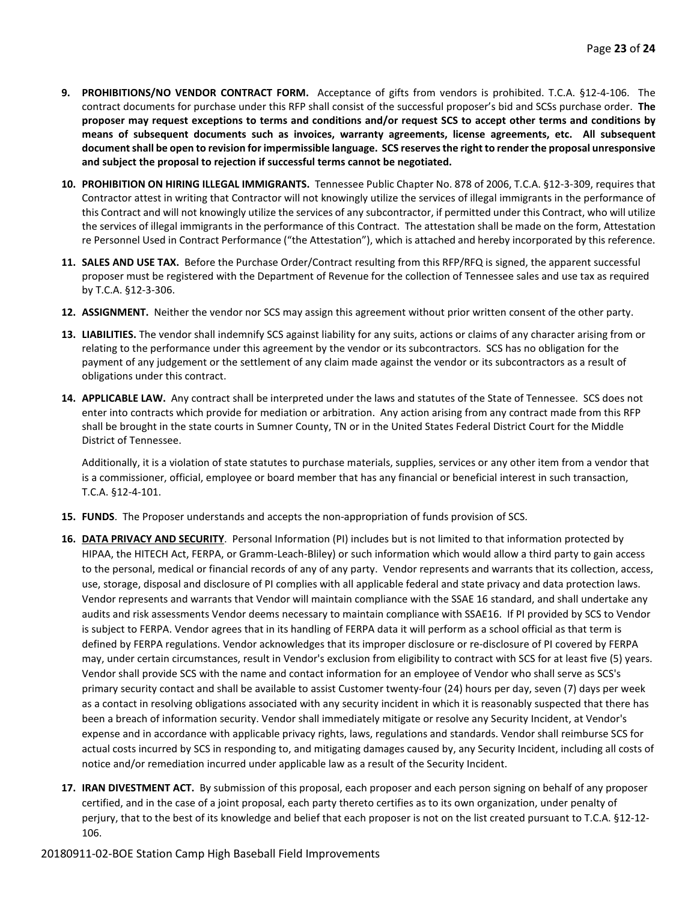9. **PROHIBITIONS/NO VENDOR CONTRACT FORM.** Acceptance of gifts from vendors is prohibited. T.C.A. §12-4-106. The contract documents for purchase under this RFP shall consist of the successful proposer's bid and SCSs purchase order. **The proposer may request exceptions to terms and conditions and/or request SCS to accept other terms and conditions by means of subsequent documents such as invoices, warranty agreements, license agreements, etc. All subsequent document shall be open to revision for impermissible language. SCS reserves the right to render the proposal unresponsive and subject the proposal to rejection if successful terms cannot be negotiated.**

10. **PROHIBITION ON HIRING ILLEGAL IMMIGRANTS.** Tennessee Public Chapter No. 878 of 2006, T.C.A. §12-3-309, requires that Contractor attest in writing that Contractor will not knowingly utilize the services of illegal immigrants in the performance of this Contract and will not knowingly utilize the services of any subcontractor, if permitted under this Contract, who will utilize the services of illegal immigrants in the performance of this Contract. The attestation shall be made on the form, Attestation re Personnel Used in Contract Performance ("the Attestation"), which is attached and hereby incorporated by this reference.

11. **SALES AND USE TAX.** Before the Purchase Order/Contract resulting from this RFP/RFQ is signed, the apparent successful proposer must be registered with the Department of Revenue for the collection of Tennessee sales and use tax as required by T.C.A. §12-3-306.

12. **ASSIGNMENT.** Neither the vendor nor SCS may assign this agreement without prior written consent of the other party.

13. **LIABILITIES.** The vendor shall indemnify SCS against liability for any suits, actions or claims of any character arising from or relating to the performance under this agreement by the vendor or its subcontractors. SCS has no obligation for the payment of any judgement or the settlement of any claim made against the vendor or its subcontractors as a result of obligations under this contract.

14. **APPLICABLE LAW.** Any contract shall be interpreted under the laws and statutes of the State of Tennessee. SCS does not enter into contracts which provide for mediation or arbitration. Any action arising from any contract made from this RFP shall be brought in the state courts in Sumner County, TN or in the United States Federal District Court for the Middle District of Tennessee.

    Additionally, it is a violation of state statutes to purchase materials, supplies, services or any other item from a vendor that is a commissioner, official, employee or board member that has any financial or beneficial interest in such transaction, T.C.A. §12-4-101.

15. **FUNDS**. The Proposer understands and accepts the non-appropriation of funds provision of SCS.

16. **<u>DATA PRIVACY AND SECURITY</u>**. Personal Information (PI) includes but is not limited to that information protected by HIPAA, the HITECH Act, FERPA, or Gramm-Leach-Bliley) or such information which would allow a third party to gain access to the personal, medical or financial records of any of any party. Vendor represents and warrants that its collection, access, use, storage, disposal and disclosure of PI complies with all applicable federal and state privacy and data protection laws. Vendor represents and warrants that Vendor will maintain compliance with the SSAE 16 standard, and shall undertake any audits and risk assessments Vendor deems necessary to maintain compliance with SSAE16. If PI provided by SCS to Vendor is subject to FERPA. Vendor agrees that in its handling of FERPA data it will perform as a school official as that term is defined by FERPA regulations. Vendor acknowledges that its improper disclosure or re-disclosure of PI covered by FERPA may, under certain circumstances, result in Vendor's exclusion from eligibility to contract with SCS for at least five (5) years. Vendor shall provide SCS with the name and contact information for an employee of Vendor who shall serve as SCS's primary security contact and shall be available to assist Customer twenty-four (24) hours per day, seven (7) days per week as a contact in resolving obligations associated with any security incident in which it is reasonably suspected that there has been a breach of information security. Vendor shall immediately mitigate or resolve any Security Incident, at Vendor's expense and in accordance with applicable privacy rights, laws, regulations and standards. Vendor shall reimburse SCS for actual costs incurred by SCS in responding to, and mitigating damages caused by, any Security Incident, including all costs of notice and/or remediation incurred under applicable law as a result of the Security Incident.

17. **IRAN DIVESTMENT ACT.** By submission of this proposal, each proposer and each person signing on behalf of any proposer certified, and in the case of a joint proposal, each party thereto certifies as to its own organization, under penalty of perjury, that to the best of its knowledge and belief that each proposer is not on the list created pursuant to T.C.A. §12-12-106.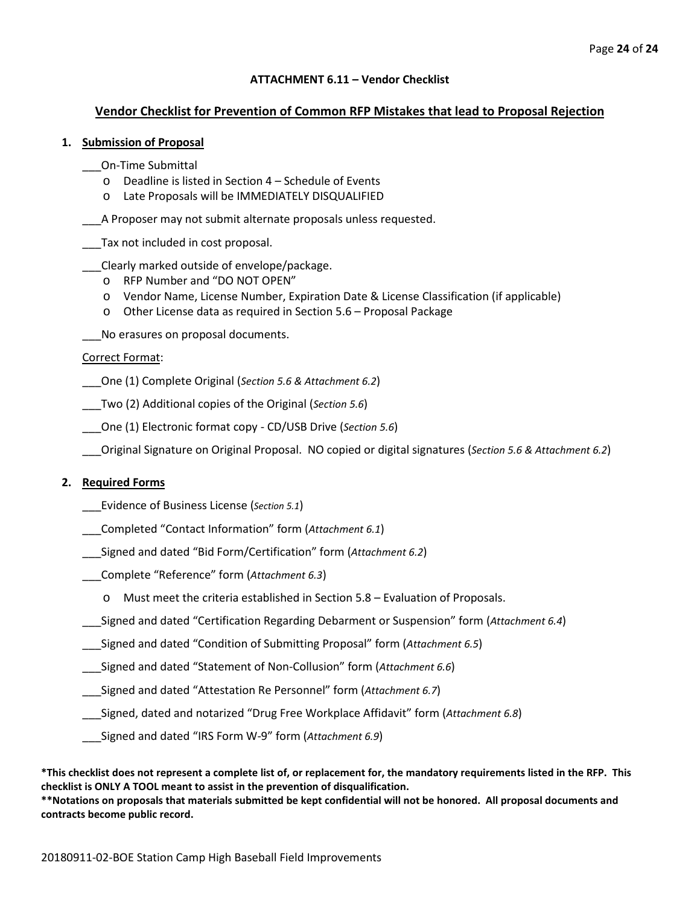### ATTACHMENT 6.11 – Vendor Checklist

## Vendor Checklist for Prevention of Common RFP Mistakes that lead to Proposal Rejection

1. **Submission of Proposal**

___On-Time Submittal
- Deadline is listed in Section 4 – Schedule of Events
- Late Proposals will be IMMEDIATELY DISQUALIFIED

___A Proposer may not submit alternate proposals unless requested.

___Tax not included in cost proposal.

___Clearly marked outside of envelope/package.
- RFP Number and "DO NOT OPEN"
- Vendor Name, License Number, Expiration Date & License Classification (if applicable)
- Other License data as required in Section 5.6 – Proposal Package

___No erasures on proposal documents.

Correct Format:

___One (1) Complete Original (*Section 5.6 & Attachment 6.2*)

___Two (2) Additional copies of the Original (*Section 5.6*)

___One (1) Electronic format copy - CD/USB Drive (*Section 5.6*)

___Original Signature on Original Proposal. NO copied or digital signatures (*Section 5.6 & Attachment 6.2*)

2. **Required Forms**

___Evidence of Business License (*Section 5.1*)

___Completed "Contact Information" form (*Attachment 6.1*)

___Signed and dated "Bid Form/Certification" form (*Attachment 6.2*)

___Complete "Reference" form (*Attachment 6.3*)
- Must meet the criteria established in Section 5.8 – Evaluation of Proposals.

___Signed and dated "Certification Regarding Debarment or Suspension" form (*Attachment 6.4*)

___Signed and dated "Condition of Submitting Proposal" form (*Attachment 6.5*)

___Signed and dated "Statement of Non-Collusion" form (*Attachment 6.6*)

___Signed and dated "Attestation Re Personnel" form (*Attachment 6.7*)

___Signed, dated and notarized "Drug Free Workplace Affidavit" form (*Attachment 6.8*)

___Signed and dated "IRS Form W-9" form (*Attachment 6.9*)

**\*This checklist does not represent a complete list of, or replacement for, the mandatory requirements listed in the RFP. This checklist is ONLY A TOOL meant to assist in the prevention of disqualification.**
**\*\*Notations on proposals that materials submitted be kept confidential will not be honored. All proposal documents and contracts become public record.**